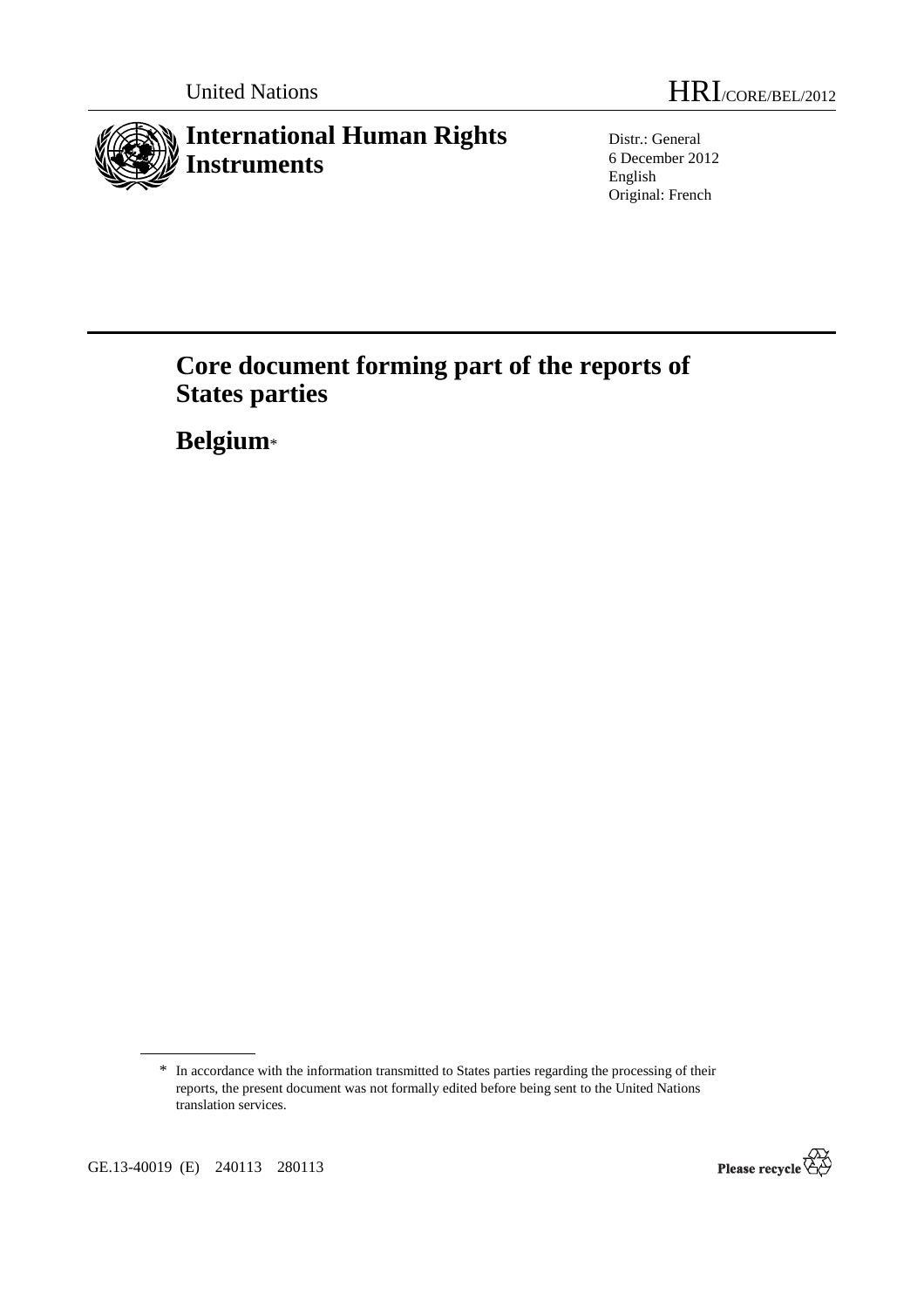United Nations

HRI/CORE/BEL/2012

# International Human Rights Instruments

Distr.: General
6 December 2012
English
Original: French

# Core document forming part of the reports of States parties

## Belgium*

\* In accordance with the information transmitted to States parties regarding the processing of their reports, the present document was not formally edited before being sent to the United Nations translation services.

GE.13-40019 (E) 240113 280113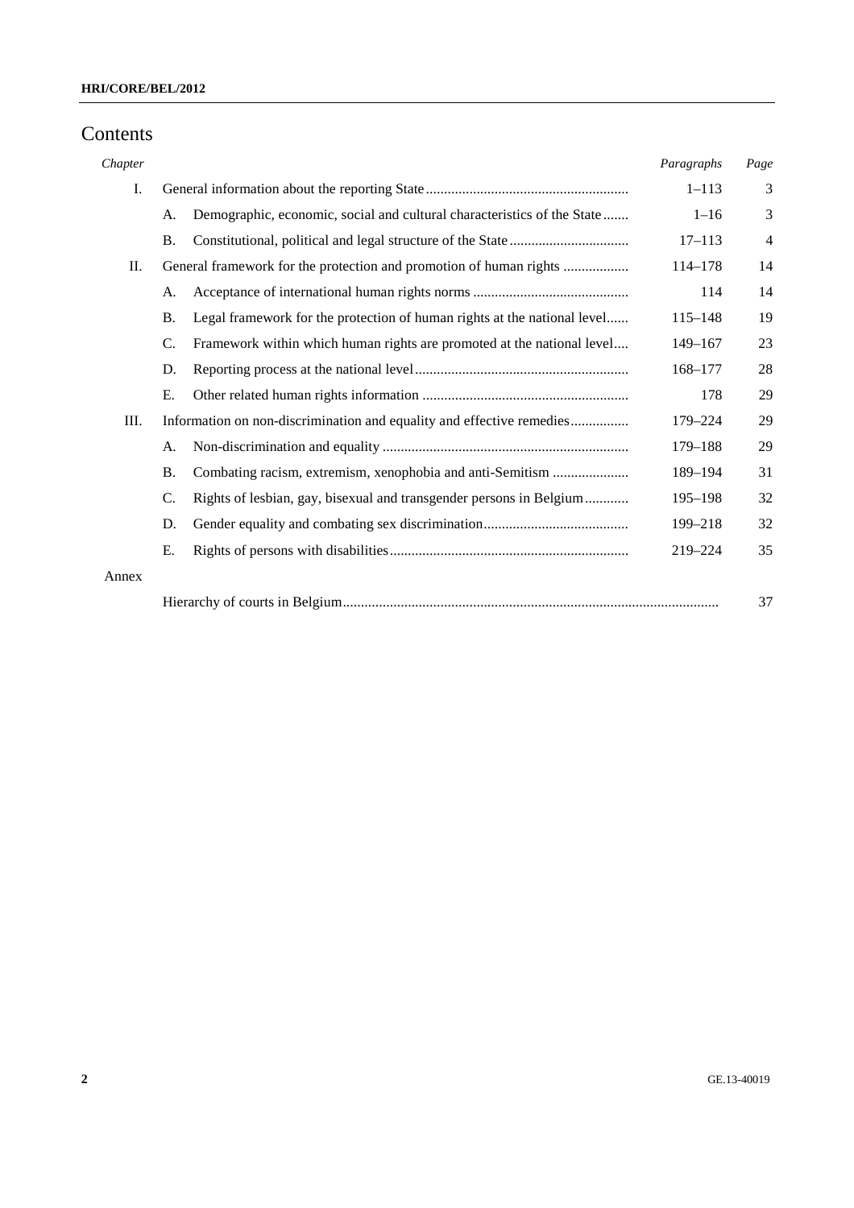# Contents

| Chapter | | | Paragraphs | Page |
|---|---|---|---|---|
| I. | General information about the reporting State | | 1–113 | 3 |
| | A. | Demographic, economic, social and cultural characteristics of the State | 1–16 | 3 |
| | B. | Constitutional, political and legal structure of the State | 17–113 | 4 |
| II. | General framework for the protection and promotion of human rights | | 114–178 | 14 |
| | A. | Acceptance of international human rights norms | 114 | 14 |
| | B. | Legal framework for the protection of human rights at the national level | 115–148 | 19 |
| | C. | Framework within which human rights are promoted at the national level | 149–167 | 23 |
| | D. | Reporting process at the national level | 168–177 | 28 |
| | E. | Other related human rights information | 178 | 29 |
| III. | Information on non-discrimination and equality and effective remedies | | 179–224 | 29 |
| | A. | Non-discrimination and equality | 179–188 | 29 |
| | B. | Combating racism, extremism, xenophobia and anti-Semitism | 189–194 | 31 |
| | C. | Rights of lesbian, gay, bisexual and transgender persons in Belgium | 195–198 | 32 |
| | D. | Gender equality and combating sex discrimination | 199–218 | 32 |
| | E. | Rights of persons with disabilities | 219–224 | 35 |
| Annex | | | | |
| | Hierarchy of courts in Belgium | | | 37 |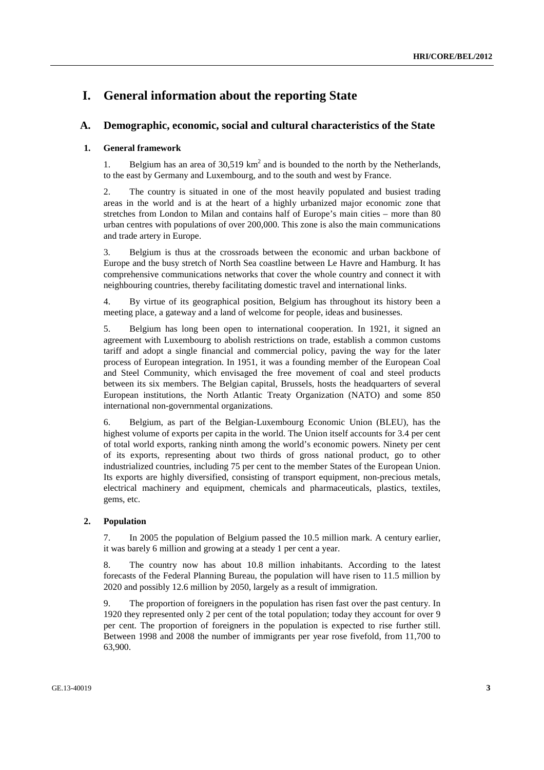# I. General information about the reporting State

## A. Demographic, economic, social and cultural characteristics of the State

### 1. General framework

1. Belgium has an area of 30,519 km$^2$ and is bounded to the north by the Netherlands, to the east by Germany and Luxembourg, and to the south and west by France.

2. The country is situated in one of the most heavily populated and busiest trading areas in the world and is at the heart of a highly urbanized major economic zone that stretches from London to Milan and contains half of Europe's main cities – more than 80 urban centres with populations of over 200,000. This zone is also the main communications and trade artery in Europe.

3. Belgium is thus at the crossroads between the economic and urban backbone of Europe and the busy stretch of North Sea coastline between Le Havre and Hamburg. It has comprehensive communications networks that cover the whole country and connect it with neighbouring countries, thereby facilitating domestic travel and international links.

4. By virtue of its geographical position, Belgium has throughout its history been a meeting place, a gateway and a land of welcome for people, ideas and businesses.

5. Belgium has long been open to international cooperation. In 1921, it signed an agreement with Luxembourg to abolish restrictions on trade, establish a common customs tariff and adopt a single financial and commercial policy, paving the way for the later process of European integration. In 1951, it was a founding member of the European Coal and Steel Community, which envisaged the free movement of coal and steel products between its six members. The Belgian capital, Brussels, hosts the headquarters of several European institutions, the North Atlantic Treaty Organization (NATO) and some 850 international non-governmental organizations.

6. Belgium, as part of the Belgian-Luxembourg Economic Union (BLEU), has the highest volume of exports per capita in the world. The Union itself accounts for 3.4 per cent of total world exports, ranking ninth among the world's economic powers. Ninety per cent of its exports, representing about two thirds of gross national product, go to other industrialized countries, including 75 per cent to the member States of the European Union. Its exports are highly diversified, consisting of transport equipment, non-precious metals, electrical machinery and equipment, chemicals and pharmaceuticals, plastics, textiles, gems, etc.

### 2. Population

7. In 2005 the population of Belgium passed the 10.5 million mark. A century earlier, it was barely 6 million and growing at a steady 1 per cent a year.

8. The country now has about 10.8 million inhabitants. According to the latest forecasts of the Federal Planning Bureau, the population will have risen to 11.5 million by 2020 and possibly 12.6 million by 2050, largely as a result of immigration.

9. The proportion of foreigners in the population has risen fast over the past century. In 1920 they represented only 2 per cent of the total population; today they account for over 9 per cent. The proportion of foreigners in the population is expected to rise further still. Between 1998 and 2008 the number of immigrants per year rose fivefold, from 11,700 to 63,900.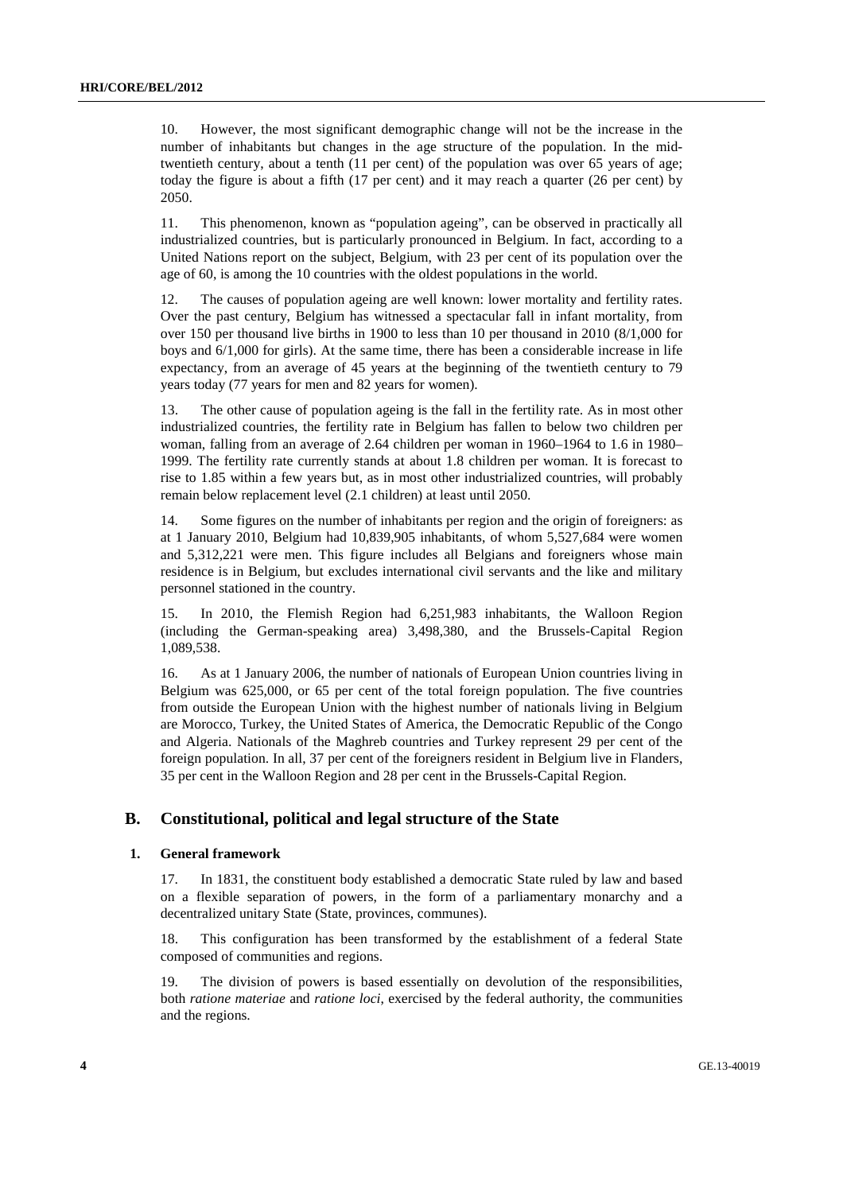10. However, the most significant demographic change will not be the increase in the number of inhabitants but changes in the age structure of the population. In the mid-twentieth century, about a tenth (11 per cent) of the population was over 65 years of age; today the figure is about a fifth (17 per cent) and it may reach a quarter (26 per cent) by 2050.

11. This phenomenon, known as "population ageing", can be observed in practically all industrialized countries, but is particularly pronounced in Belgium. In fact, according to a United Nations report on the subject, Belgium, with 23 per cent of its population over the age of 60, is among the 10 countries with the oldest populations in the world.

12. The causes of population ageing are well known: lower mortality and fertility rates. Over the past century, Belgium has witnessed a spectacular fall in infant mortality, from over 150 per thousand live births in 1900 to less than 10 per thousand in 2010 (8/1,000 for boys and 6/1,000 for girls). At the same time, there has been a considerable increase in life expectancy, from an average of 45 years at the beginning of the twentieth century to 79 years today (77 years for men and 82 years for women).

13. The other cause of population ageing is the fall in the fertility rate. As in most other industrialized countries, the fertility rate in Belgium has fallen to below two children per woman, falling from an average of 2.64 children per woman in 1960–1964 to 1.6 in 1980–1999. The fertility rate currently stands at about 1.8 children per woman. It is forecast to rise to 1.85 within a few years but, as in most other industrialized countries, will probably remain below replacement level (2.1 children) at least until 2050.

14. Some figures on the number of inhabitants per region and the origin of foreigners: as at 1 January 2010, Belgium had 10,839,905 inhabitants, of whom 5,527,684 were women and 5,312,221 were men. This figure includes all Belgians and foreigners whose main residence is in Belgium, but excludes international civil servants and the like and military personnel stationed in the country.

15. In 2010, the Flemish Region had 6,251,983 inhabitants, the Walloon Region (including the German-speaking area) 3,498,380, and the Brussels-Capital Region 1,089,538.

16. As at 1 January 2006, the number of nationals of European Union countries living in Belgium was 625,000, or 65 per cent of the total foreign population. The five countries from outside the European Union with the highest number of nationals living in Belgium are Morocco, Turkey, the United States of America, the Democratic Republic of the Congo and Algeria. Nationals of the Maghreb countries and Turkey represent 29 per cent of the foreign population. In all, 37 per cent of the foreigners resident in Belgium live in Flanders, 35 per cent in the Walloon Region and 28 per cent in the Brussels-Capital Region.

## B. Constitutional, political and legal structure of the State

### 1. General framework

17. In 1831, the constituent body established a democratic State ruled by law and based on a flexible separation of powers, in the form of a parliamentary monarchy and a decentralized unitary State (State, provinces, communes).

18. This configuration has been transformed by the establishment of a federal State composed of communities and regions.

19. The division of powers is based essentially on devolution of the responsibilities, both *ratione materiae* and *ratione loci*, exercised by the federal authority, the communities and the regions.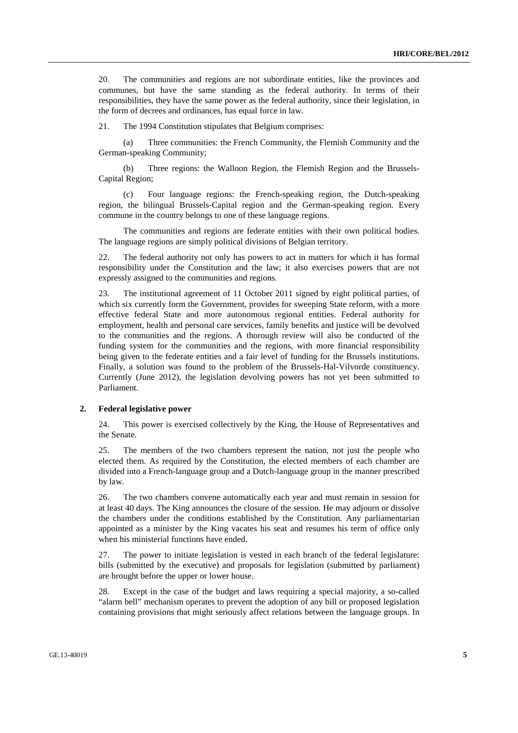20. The communities and regions are not subordinate entities, like the provinces and communes, but have the same standing as the federal authority. In terms of their responsibilities, they have the same power as the federal authority, since their legislation, in the form of decrees and ordinances, has equal force in law.

21. The 1994 Constitution stipulates that Belgium comprises:

(a) Three communities: the French Community, the Flemish Community and the German-speaking Community;

(b) Three regions: the Walloon Region, the Flemish Region and the Brussels-Capital Region;

(c) Four language regions: the French-speaking region, the Dutch-speaking region, the bilingual Brussels-Capital region and the German-speaking region. Every commune in the country belongs to one of these language regions.

The communities and regions are federate entities with their own political bodies. The language regions are simply political divisions of Belgian territory.

22. The federal authority not only has powers to act in matters for which it has formal responsibility under the Constitution and the law; it also exercises powers that are not expressly assigned to the communities and regions.

23. The institutional agreement of 11 October 2011 signed by eight political parties, of which six currently form the Government, provides for sweeping State reform, with a more effective federal State and more autonomous regional entities. Federal authority for employment, health and personal care services, family benefits and justice will be devolved to the communities and the regions. A thorough review will also be conducted of the funding system for the communities and the regions, with more financial responsibility being given to the federate entities and a fair level of funding for the Brussels institutions. Finally, a solution was found to the problem of the Brussels-Hal-Vilvorde constituency. Currently (June 2012), the legislation devolving powers has not yet been submitted to Parliament.

## 2. Federal legislative power

24. This power is exercised collectively by the King, the House of Representatives and the Senate.

25. The members of the two chambers represent the nation, not just the people who elected them. As required by the Constitution, the elected members of each chamber are divided into a French-language group and a Dutch-language group in the manner prescribed by law.

26. The two chambers convene automatically each year and must remain in session for at least 40 days. The King announces the closure of the session. He may adjourn or dissolve the chambers under the conditions established by the Constitution. Any parliamentarian appointed as a minister by the King vacates his seat and resumes his term of office only when his ministerial functions have ended.

27. The power to initiate legislation is vested in each branch of the federal legislature: bills (submitted by the executive) and proposals for legislation (submitted by parliament) are brought before the upper or lower house.

28. Except in the case of the budget and laws requiring a special majority, a so-called "alarm bell" mechanism operates to prevent the adoption of any bill or proposed legislation containing provisions that might seriously affect relations between the language groups. In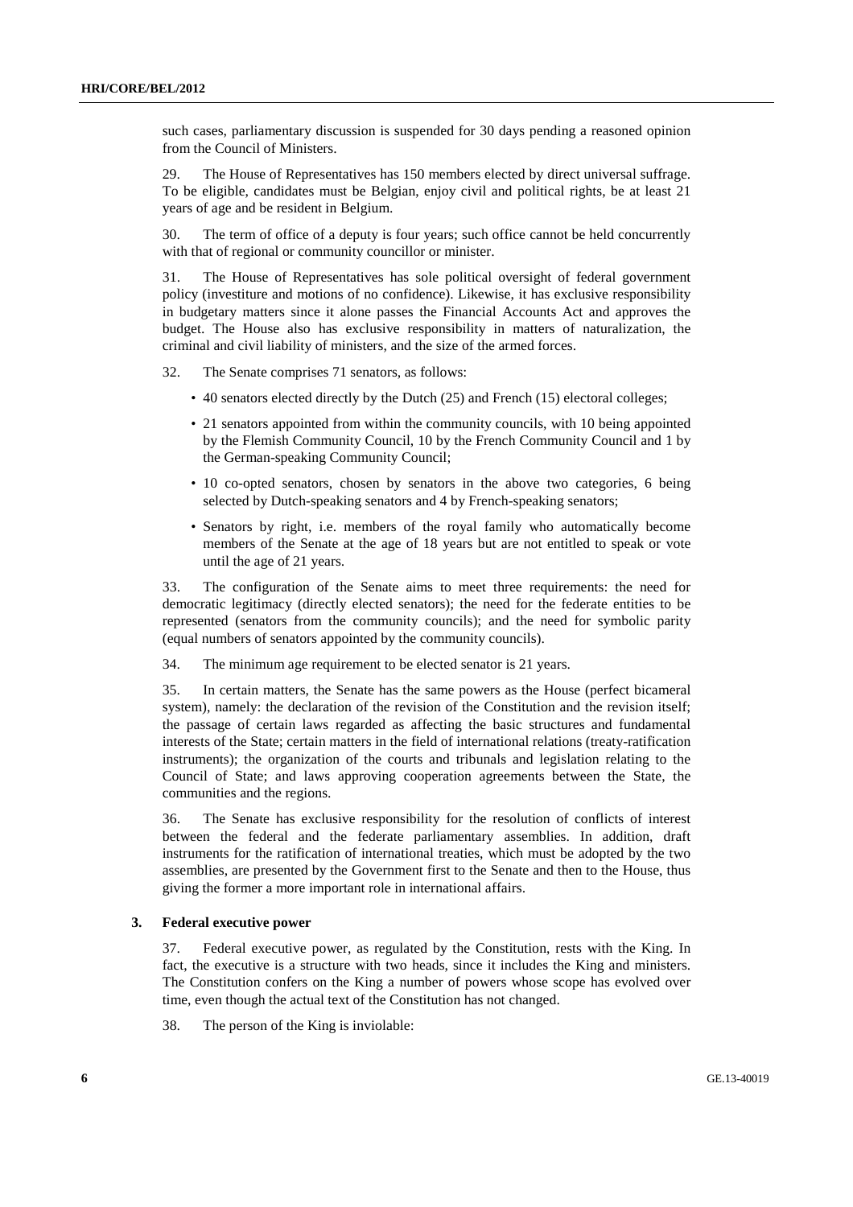such cases, parliamentary discussion is suspended for 30 days pending a reasoned opinion from the Council of Ministers.

29. The House of Representatives has 150 members elected by direct universal suffrage. To be eligible, candidates must be Belgian, enjoy civil and political rights, be at least 21 years of age and be resident in Belgium.

30. The term of office of a deputy is four years; such office cannot be held concurrently with that of regional or community councillor or minister.

31. The House of Representatives has sole political oversight of federal government policy (investiture and motions of no confidence). Likewise, it has exclusive responsibility in budgetary matters since it alone passes the Financial Accounts Act and approves the budget. The House also has exclusive responsibility in matters of naturalization, the criminal and civil liability of ministers, and the size of the armed forces.

32. The Senate comprises 71 senators, as follows:

- 40 senators elected directly by the Dutch (25) and French (15) electoral colleges;
- 21 senators appointed from within the community councils, with 10 being appointed by the Flemish Community Council, 10 by the French Community Council and 1 by the German-speaking Community Council;
- 10 co-opted senators, chosen by senators in the above two categories, 6 being selected by Dutch-speaking senators and 4 by French-speaking senators;
- Senators by right, i.e. members of the royal family who automatically become members of the Senate at the age of 18 years but are not entitled to speak or vote until the age of 21 years.

33. The configuration of the Senate aims to meet three requirements: the need for democratic legitimacy (directly elected senators); the need for the federate entities to be represented (senators from the community councils); and the need for symbolic parity (equal numbers of senators appointed by the community councils).

34. The minimum age requirement to be elected senator is 21 years.

35. In certain matters, the Senate has the same powers as the House (perfect bicameral system), namely: the declaration of the revision of the Constitution and the revision itself; the passage of certain laws regarded as affecting the basic structures and fundamental interests of the State; certain matters in the field of international relations (treaty-ratification instruments); the organization of the courts and tribunals and legislation relating to the Council of State; and laws approving cooperation agreements between the State, the communities and the regions.

36. The Senate has exclusive responsibility for the resolution of conflicts of interest between the federal and the federate parliamentary assemblies. In addition, draft instruments for the ratification of international treaties, which must be adopted by the two assemblies, are presented by the Government first to the Senate and then to the House, thus giving the former a more important role in international affairs.

### 3. Federal executive power

37. Federal executive power, as regulated by the Constitution, rests with the King. In fact, the executive is a structure with two heads, since it includes the King and ministers. The Constitution confers on the King a number of powers whose scope has evolved over time, even though the actual text of the Constitution has not changed.

38. The person of the King is inviolable: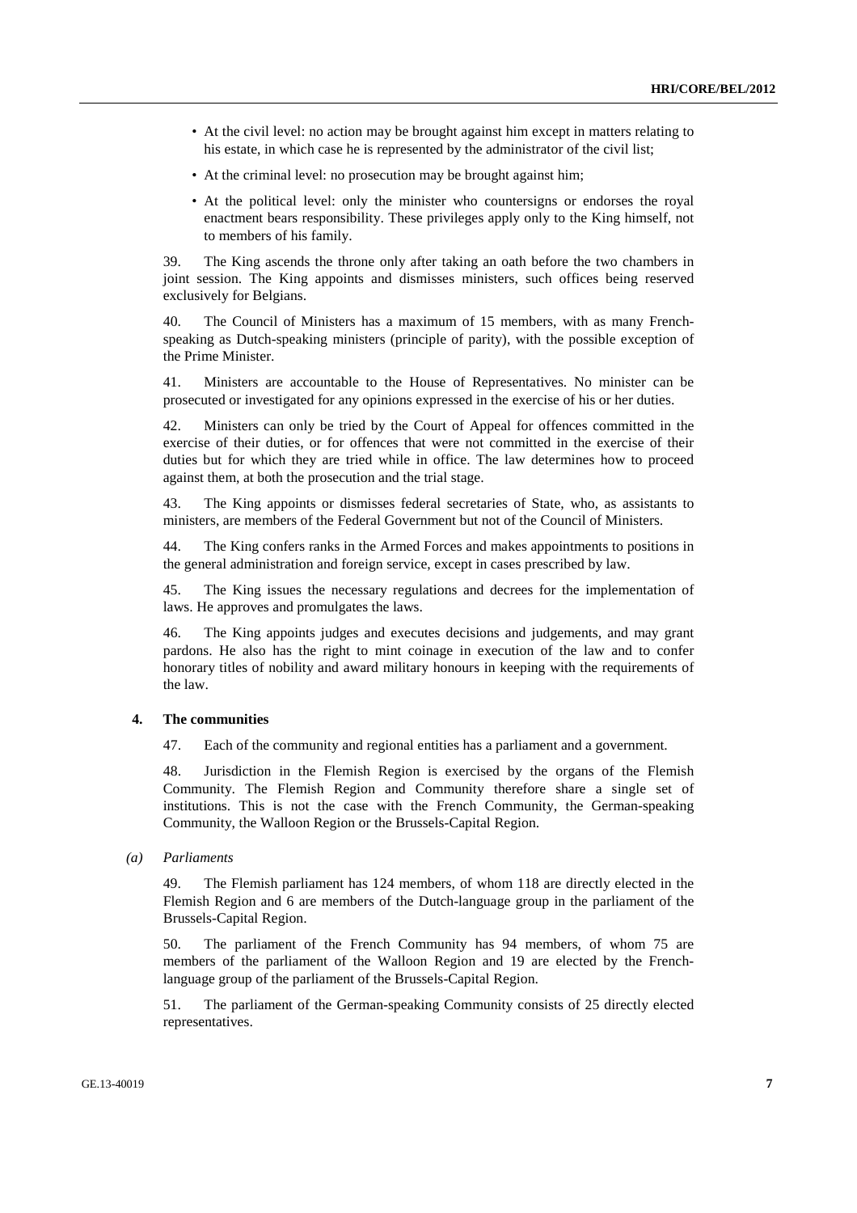- At the civil level: no action may be brought against him except in matters relating to his estate, in which case he is represented by the administrator of the civil list;
- At the criminal level: no prosecution may be brought against him;
- At the political level: only the minister who countersigns or endorses the royal enactment bears responsibility. These privileges apply only to the King himself, not to members of his family.

39. The King ascends the throne only after taking an oath before the two chambers in joint session. The King appoints and dismisses ministers, such offices being reserved exclusively for Belgians.

40. The Council of Ministers has a maximum of 15 members, with as many French-speaking as Dutch-speaking ministers (principle of parity), with the possible exception of the Prime Minister.

41. Ministers are accountable to the House of Representatives. No minister can be prosecuted or investigated for any opinions expressed in the exercise of his or her duties.

42. Ministers can only be tried by the Court of Appeal for offences committed in the exercise of their duties, or for offences that were not committed in the exercise of their duties but for which they are tried while in office. The law determines how to proceed against them, at both the prosecution and the trial stage.

43. The King appoints or dismisses federal secretaries of State, who, as assistants to ministers, are members of the Federal Government but not of the Council of Ministers.

44. The King confers ranks in the Armed Forces and makes appointments to positions in the general administration and foreign service, except in cases prescribed by law.

45. The King issues the necessary regulations and decrees for the implementation of laws. He approves and promulgates the laws.

46. The King appoints judges and executes decisions and judgements, and may grant pardons. He also has the right to mint coinage in execution of the law and to confer honorary titles of nobility and award military honours in keeping with the requirements of the law.

### 4. The communities

47. Each of the community and regional entities has a parliament and a government.

48. Jurisdiction in the Flemish Region is exercised by the organs of the Flemish Community. The Flemish Region and Community therefore share a single set of institutions. This is not the case with the French Community, the German-speaking Community, the Walloon Region or the Brussels-Capital Region.

#### *(a) Parliaments*

49. The Flemish parliament has 124 members, of whom 118 are directly elected in the Flemish Region and 6 are members of the Dutch-language group in the parliament of the Brussels-Capital Region.

50. The parliament of the French Community has 94 members, of whom 75 are members of the parliament of the Walloon Region and 19 are elected by the French-language group of the parliament of the Brussels-Capital Region.

51. The parliament of the German-speaking Community consists of 25 directly elected representatives.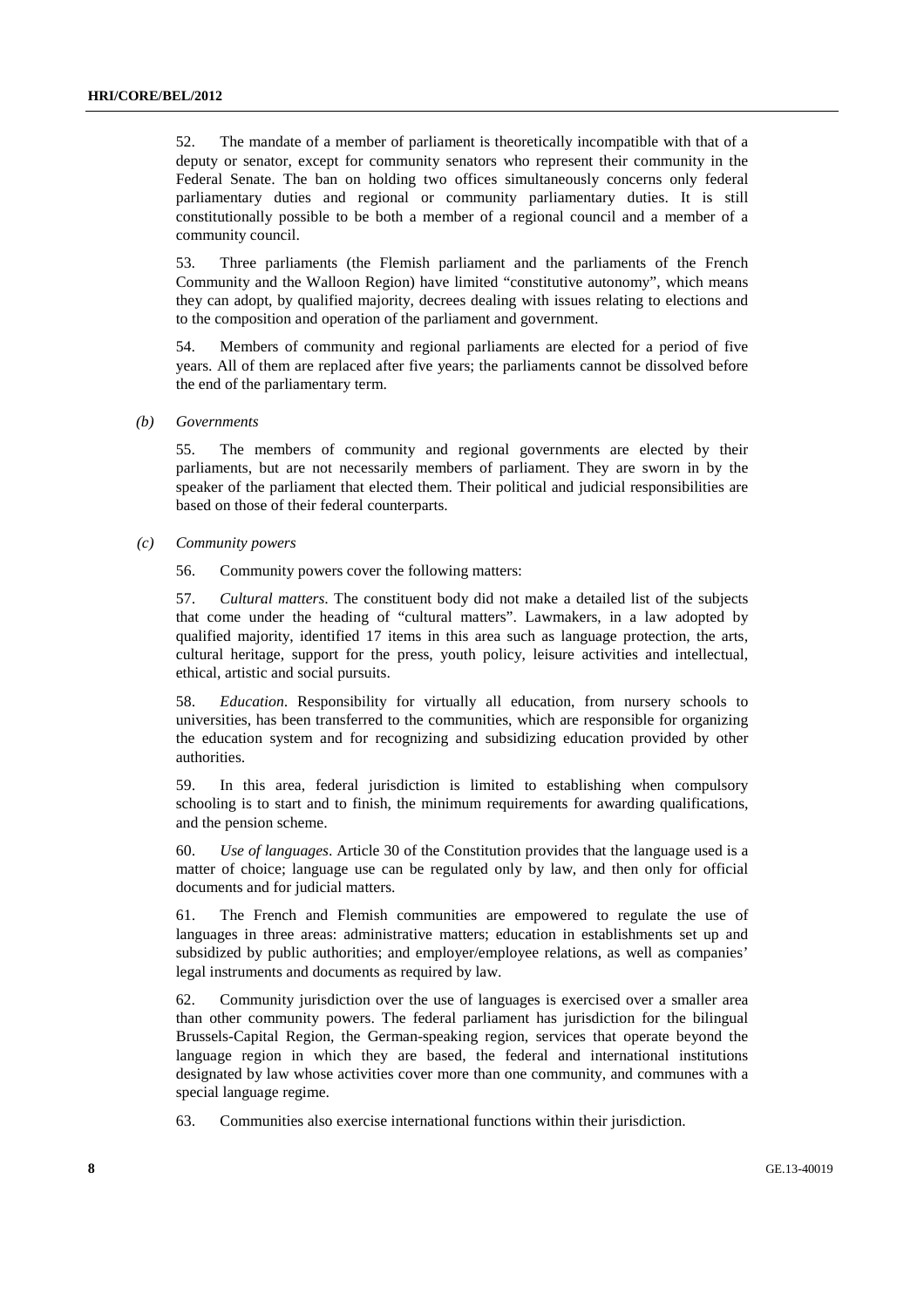52. The mandate of a member of parliament is theoretically incompatible with that of a deputy or senator, except for community senators who represent their community in the Federal Senate. The ban on holding two offices simultaneously concerns only federal parliamentary duties and regional or community parliamentary duties. It is still constitutionally possible to be both a member of a regional council and a member of a community council.

53. Three parliaments (the Flemish parliament and the parliaments of the French Community and the Walloon Region) have limited "constitutive autonomy", which means they can adopt, by qualified majority, decrees dealing with issues relating to elections and to the composition and operation of the parliament and government.

54. Members of community and regional parliaments are elected for a period of five years. All of them are replaced after five years; the parliaments cannot be dissolved before the end of the parliamentary term.

#### *(b) Governments*

55. The members of community and regional governments are elected by their parliaments, but are not necessarily members of parliament. They are sworn in by the speaker of the parliament that elected them. Their political and judicial responsibilities are based on those of their federal counterparts.

#### *(c) Community powers*

56. Community powers cover the following matters:

57. *Cultural matters*. The constituent body did not make a detailed list of the subjects that come under the heading of "cultural matters". Lawmakers, in a law adopted by qualified majority, identified 17 items in this area such as language protection, the arts, cultural heritage, support for the press, youth policy, leisure activities and intellectual, ethical, artistic and social pursuits.

58. *Education*. Responsibility for virtually all education, from nursery schools to universities, has been transferred to the communities, which are responsible for organizing the education system and for recognizing and subsidizing education provided by other authorities.

59. In this area, federal jurisdiction is limited to establishing when compulsory schooling is to start and to finish, the minimum requirements for awarding qualifications, and the pension scheme.

60. *Use of languages*. Article 30 of the Constitution provides that the language used is a matter of choice; language use can be regulated only by law, and then only for official documents and for judicial matters.

61. The French and Flemish communities are empowered to regulate the use of languages in three areas: administrative matters; education in establishments set up and subsidized by public authorities; and employer/employee relations, as well as companies' legal instruments and documents as required by law.

62. Community jurisdiction over the use of languages is exercised over a smaller area than other community powers. The federal parliament has jurisdiction for the bilingual Brussels-Capital Region, the German-speaking region, services that operate beyond the language region in which they are based, the federal and international institutions designated by law whose activities cover more than one community, and communes with a special language regime.

63. Communities also exercise international functions within their jurisdiction.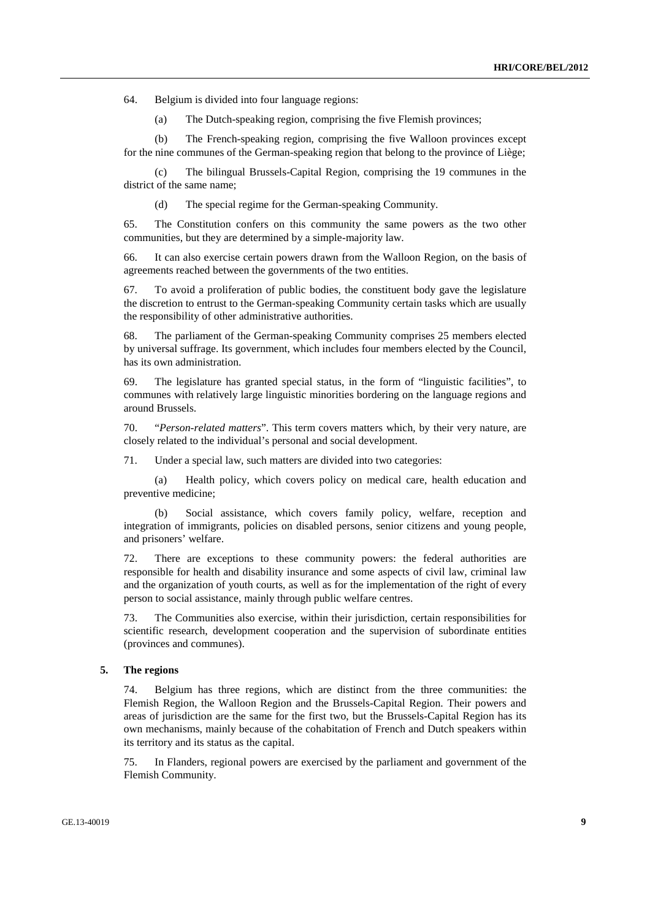64. Belgium is divided into four language regions:

(a) The Dutch-speaking region, comprising the five Flemish provinces;

(b) The French-speaking region, comprising the five Walloon provinces except for the nine communes of the German-speaking region that belong to the province of Liège;

(c) The bilingual Brussels-Capital Region, comprising the 19 communes in the district of the same name;

(d) The special regime for the German-speaking Community.

65. The Constitution confers on this community the same powers as the two other communities, but they are determined by a simple-majority law.

66. It can also exercise certain powers drawn from the Walloon Region, on the basis of agreements reached between the governments of the two entities.

67. To avoid a proliferation of public bodies, the constituent body gave the legislature the discretion to entrust to the German-speaking Community certain tasks which are usually the responsibility of other administrative authorities.

68. The parliament of the German-speaking Community comprises 25 members elected by universal suffrage. Its government, which includes four members elected by the Council, has its own administration.

69. The legislature has granted special status, in the form of "linguistic facilities", to communes with relatively large linguistic minorities bordering on the language regions and around Brussels.

70. "*Person-related matters*". This term covers matters which, by their very nature, are closely related to the individual's personal and social development.

71. Under a special law, such matters are divided into two categories:

(a) Health policy, which covers policy on medical care, health education and preventive medicine;

(b) Social assistance, which covers family policy, welfare, reception and integration of immigrants, policies on disabled persons, senior citizens and young people, and prisoners' welfare.

72. There are exceptions to these community powers: the federal authorities are responsible for health and disability insurance and some aspects of civil law, criminal law and the organization of youth courts, as well as for the implementation of the right of every person to social assistance, mainly through public welfare centres.

73. The Communities also exercise, within their jurisdiction, certain responsibilities for scientific research, development cooperation and the supervision of subordinate entities (provinces and communes).

### 5. The regions

74. Belgium has three regions, which are distinct from the three communities: the Flemish Region, the Walloon Region and the Brussels-Capital Region. Their powers and areas of jurisdiction are the same for the first two, but the Brussels-Capital Region has its own mechanisms, mainly because of the cohabitation of French and Dutch speakers within its territory and its status as the capital.

75. In Flanders, regional powers are exercised by the parliament and government of the Flemish Community.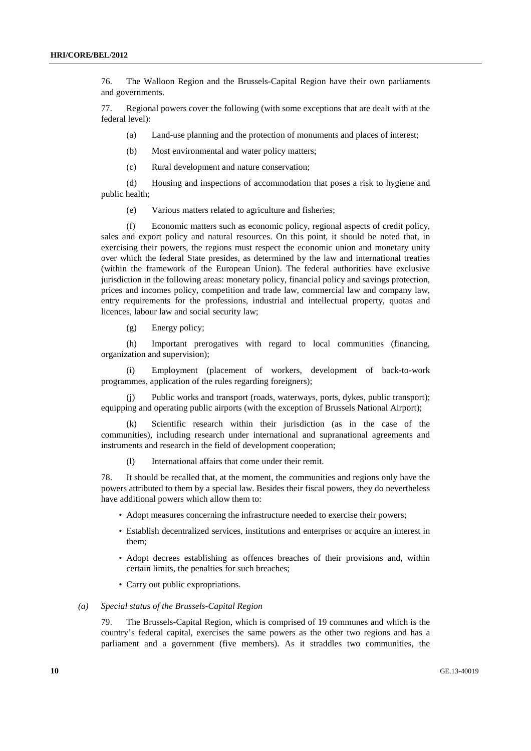76. The Walloon Region and the Brussels-Capital Region have their own parliaments and governments.

77. Regional powers cover the following (with some exceptions that are dealt with at the federal level):

(a) Land-use planning and the protection of monuments and places of interest;

(b) Most environmental and water policy matters;

(c) Rural development and nature conservation;

(d) Housing and inspections of accommodation that poses a risk to hygiene and public health;

(e) Various matters related to agriculture and fisheries;

(f) Economic matters such as economic policy, regional aspects of credit policy, sales and export policy and natural resources. On this point, it should be noted that, in exercising their powers, the regions must respect the economic union and monetary unity over which the federal State presides, as determined by the law and international treaties (within the framework of the European Union). The federal authorities have exclusive jurisdiction in the following areas: monetary policy, financial policy and savings protection, prices and incomes policy, competition and trade law, commercial law and company law, entry requirements for the professions, industrial and intellectual property, quotas and licences, labour law and social security law;

(g) Energy policy;

(h) Important prerogatives with regard to local communities (financing, organization and supervision);

(i) Employment (placement of workers, development of back-to-work programmes, application of the rules regarding foreigners);

(j) Public works and transport (roads, waterways, ports, dykes, public transport); equipping and operating public airports (with the exception of Brussels National Airport);

(k) Scientific research within their jurisdiction (as in the case of the communities), including research under international and supranational agreements and instruments and research in the field of development cooperation;

(l) International affairs that come under their remit.

78. It should be recalled that, at the moment, the communities and regions only have the powers attributed to them by a special law. Besides their fiscal powers, they do nevertheless have additional powers which allow them to:

- Adopt measures concerning the infrastructure needed to exercise their powers;
- Establish decentralized services, institutions and enterprises or acquire an interest in them;
- Adopt decrees establishing as offences breaches of their provisions and, within certain limits, the penalties for such breaches;
- Carry out public expropriations.

*(a) Special status of the Brussels-Capital Region*

79. The Brussels-Capital Region, which is comprised of 19 communes and which is the country's federal capital, exercises the same powers as the other two regions and has a parliament and a government (five members). As it straddles two communities, the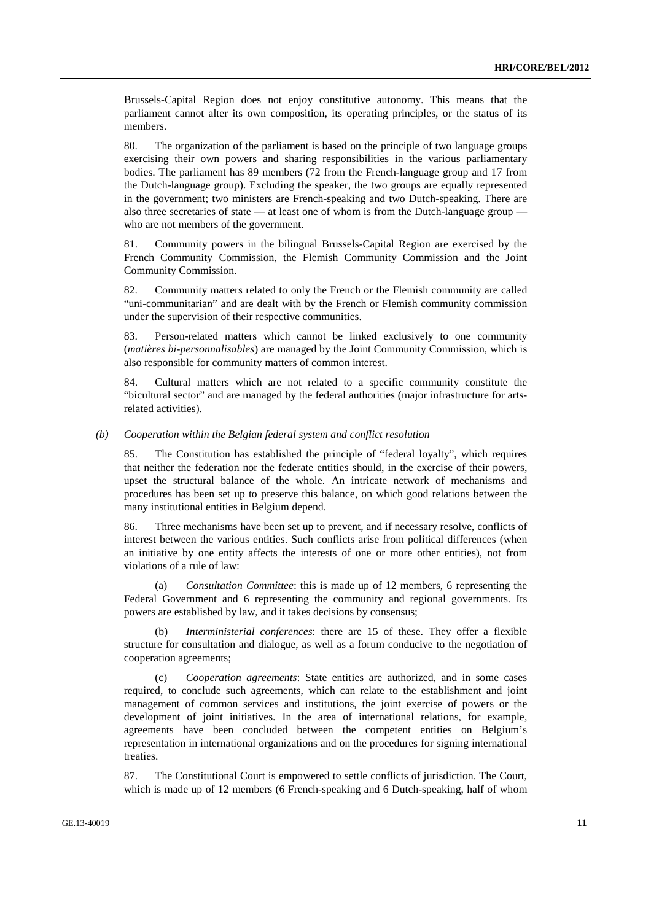Brussels-Capital Region does not enjoy constitutive autonomy. This means that the parliament cannot alter its own composition, its operating principles, or the status of its members.

80. The organization of the parliament is based on the principle of two language groups exercising their own powers and sharing responsibilities in the various parliamentary bodies. The parliament has 89 members (72 from the French-language group and 17 from the Dutch-language group). Excluding the speaker, the two groups are equally represented in the government; two ministers are French-speaking and two Dutch-speaking. There are also three secretaries of state — at least one of whom is from the Dutch-language group — who are not members of the government.

81. Community powers in the bilingual Brussels-Capital Region are exercised by the French Community Commission, the Flemish Community Commission and the Joint Community Commission.

82. Community matters related to only the French or the Flemish community are called "uni-communitarian" and are dealt with by the French or Flemish community commission under the supervision of their respective communities.

83. Person-related matters which cannot be linked exclusively to one community (*matières bi-personnalisables*) are managed by the Joint Community Commission, which is also responsible for community matters of common interest.

84. Cultural matters which are not related to a specific community constitute the "bicultural sector" and are managed by the federal authorities (major infrastructure for arts-related activities).

*(b) Cooperation within the Belgian federal system and conflict resolution*

85. The Constitution has established the principle of "federal loyalty", which requires that neither the federation nor the federate entities should, in the exercise of their powers, upset the structural balance of the whole. An intricate network of mechanisms and procedures has been set up to preserve this balance, on which good relations between the many institutional entities in Belgium depend.

86. Three mechanisms have been set up to prevent, and if necessary resolve, conflicts of interest between the various entities. Such conflicts arise from political differences (when an initiative by one entity affects the interests of one or more other entities), not from violations of a rule of law:

(a) *Consultation Committee*: this is made up of 12 members, 6 representing the Federal Government and 6 representing the community and regional governments. Its powers are established by law, and it takes decisions by consensus;

(b) *Interministerial conferences*: there are 15 of these. They offer a flexible structure for consultation and dialogue, as well as a forum conducive to the negotiation of cooperation agreements;

(c) *Cooperation agreements*: State entities are authorized, and in some cases required, to conclude such agreements, which can relate to the establishment and joint management of common services and institutions, the joint exercise of powers or the development of joint initiatives. In the area of international relations, for example, agreements have been concluded between the competent entities on Belgium's representation in international organizations and on the procedures for signing international treaties.

87. The Constitutional Court is empowered to settle conflicts of jurisdiction. The Court, which is made up of 12 members (6 French-speaking and 6 Dutch-speaking, half of whom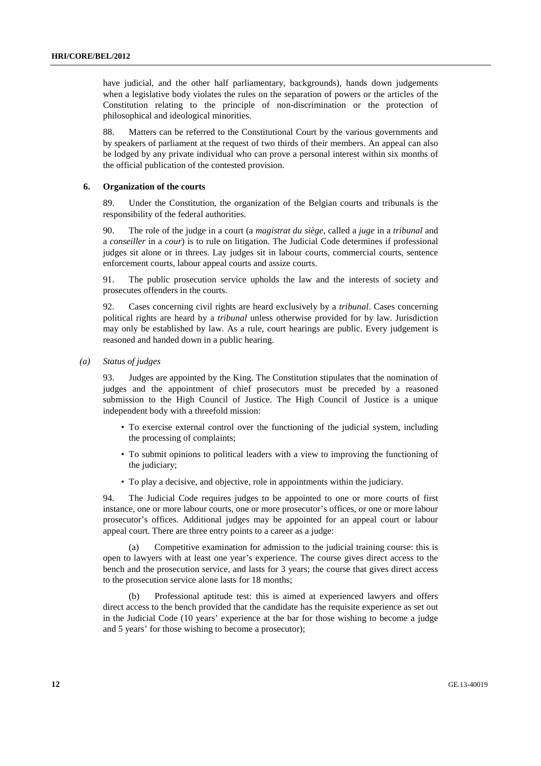have judicial, and the other half parliamentary, backgrounds), hands down judgements when a legislative body violates the rules on the separation of powers or the articles of the Constitution relating to the principle of non-discrimination or the protection of philosophical and ideological minorities.

88. Matters can be referred to the Constitutional Court by the various governments and by speakers of parliament at the request of two thirds of their members. An appeal can also be lodged by any private individual who can prove a personal interest within six months of the official publication of the contested provision.

### 6. Organization of the courts

89. Under the Constitution, the organization of the Belgian courts and tribunals is the responsibility of the federal authorities.

90. The role of the judge in a court (a *magistrat du siège*, called a *juge* in a *tribunal* and a *conseiller* in a *cour*) is to rule on litigation. The Judicial Code determines if professional judges sit alone or in threes. Lay judges sit in labour courts, commercial courts, sentence enforcement courts, labour appeal courts and assize courts.

91. The public prosecution service upholds the law and the interests of society and prosecutes offenders in the courts.

92. Cases concerning civil rights are heard exclusively by a *tribunal*. Cases concerning political rights are heard by a *tribunal* unless otherwise provided for by law. Jurisdiction may only be established by law. As a rule, court hearings are public. Every judgement is reasoned and handed down in a public hearing.

#### *(a) Status of judges*

93. Judges are appointed by the King. The Constitution stipulates that the nomination of judges and the appointment of chief prosecutors must be preceded by a reasoned submission to the High Council of Justice. The High Council of Justice is a unique independent body with a threefold mission:

- To exercise external control over the functioning of the judicial system, including the processing of complaints;
- To submit opinions to political leaders with a view to improving the functioning of the judiciary;
- To play a decisive, and objective, role in appointments within the judiciary.

94. The Judicial Code requires judges to be appointed to one or more courts of first instance, one or more labour courts, one or more prosecutor's offices, or one or more labour prosecutor's offices. Additional judges may be appointed for an appeal court or labour appeal court. There are three entry points to a career as a judge:

(a) Competitive examination for admission to the judicial training course: this is open to lawyers with at least one year's experience. The course gives direct access to the bench and the prosecution service, and lasts for 3 years; the course that gives direct access to the prosecution service alone lasts for 18 months;

(b) Professional aptitude test: this is aimed at experienced lawyers and offers direct access to the bench provided that the candidate has the requisite experience as set out in the Judicial Code (10 years' experience at the bar for those wishing to become a judge and 5 years' for those wishing to become a prosecutor);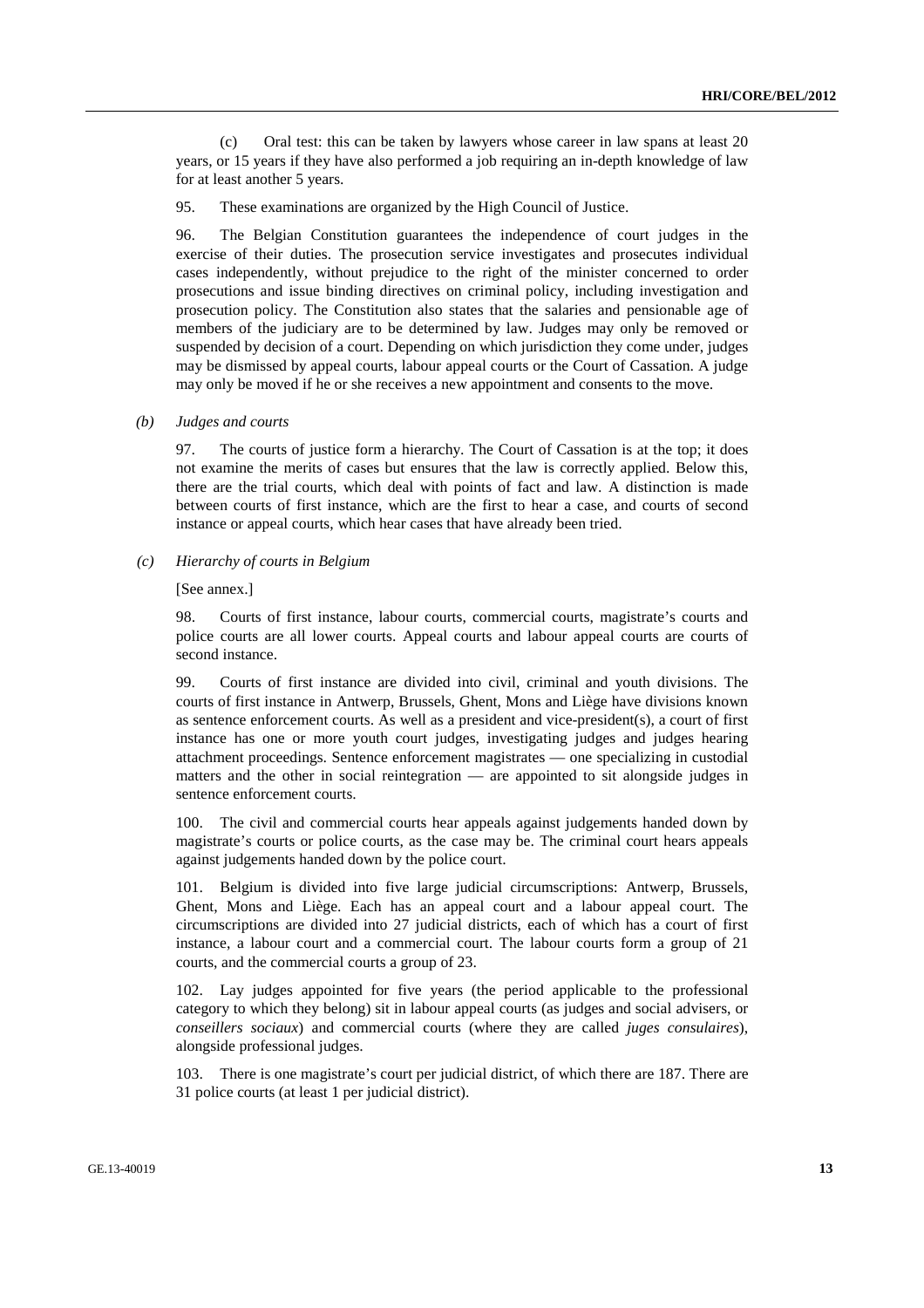(c) Oral test: this can be taken by lawyers whose career in law spans at least 20 years, or 15 years if they have also performed a job requiring an in-depth knowledge of law for at least another 5 years.

95. These examinations are organized by the High Council of Justice.

96. The Belgian Constitution guarantees the independence of court judges in the exercise of their duties. The prosecution service investigates and prosecutes individual cases independently, without prejudice to the right of the minister concerned to order prosecutions and issue binding directives on criminal policy, including investigation and prosecution policy. The Constitution also states that the salaries and pensionable age of members of the judiciary are to be determined by law. Judges may only be removed or suspended by decision of a court. Depending on which jurisdiction they come under, judges may be dismissed by appeal courts, labour appeal courts or the Court of Cassation. A judge may only be moved if he or she receives a new appointment and consents to the move.

*(b) Judges and courts*

97. The courts of justice form a hierarchy. The Court of Cassation is at the top; it does not examine the merits of cases but ensures that the law is correctly applied. Below this, there are the trial courts, which deal with points of fact and law. A distinction is made between courts of first instance, which are the first to hear a case, and courts of second instance or appeal courts, which hear cases that have already been tried.

*(c) Hierarchy of courts in Belgium*

[See annex.]

98. Courts of first instance, labour courts, commercial courts, magistrate's courts and police courts are all lower courts. Appeal courts and labour appeal courts are courts of second instance.

99. Courts of first instance are divided into civil, criminal and youth divisions. The courts of first instance in Antwerp, Brussels, Ghent, Mons and Liège have divisions known as sentence enforcement courts. As well as a president and vice-president(s), a court of first instance has one or more youth court judges, investigating judges and judges hearing attachment proceedings. Sentence enforcement magistrates — one specializing in custodial matters and the other in social reintegration — are appointed to sit alongside judges in sentence enforcement courts.

100. The civil and commercial courts hear appeals against judgements handed down by magistrate's courts or police courts, as the case may be. The criminal court hears appeals against judgements handed down by the police court.

101. Belgium is divided into five large judicial circumscriptions: Antwerp, Brussels, Ghent, Mons and Liège. Each has an appeal court and a labour appeal court. The circumscriptions are divided into 27 judicial districts, each of which has a court of first instance, a labour court and a commercial court. The labour courts form a group of 21 courts, and the commercial courts a group of 23.

102. Lay judges appointed for five years (the period applicable to the professional category to which they belong) sit in labour appeal courts (as judges and social advisers, or *conseillers sociaux*) and commercial courts (where they are called *juges consulaires*), alongside professional judges.

103. There is one magistrate's court per judicial district, of which there are 187. There are 31 police courts (at least 1 per judicial district).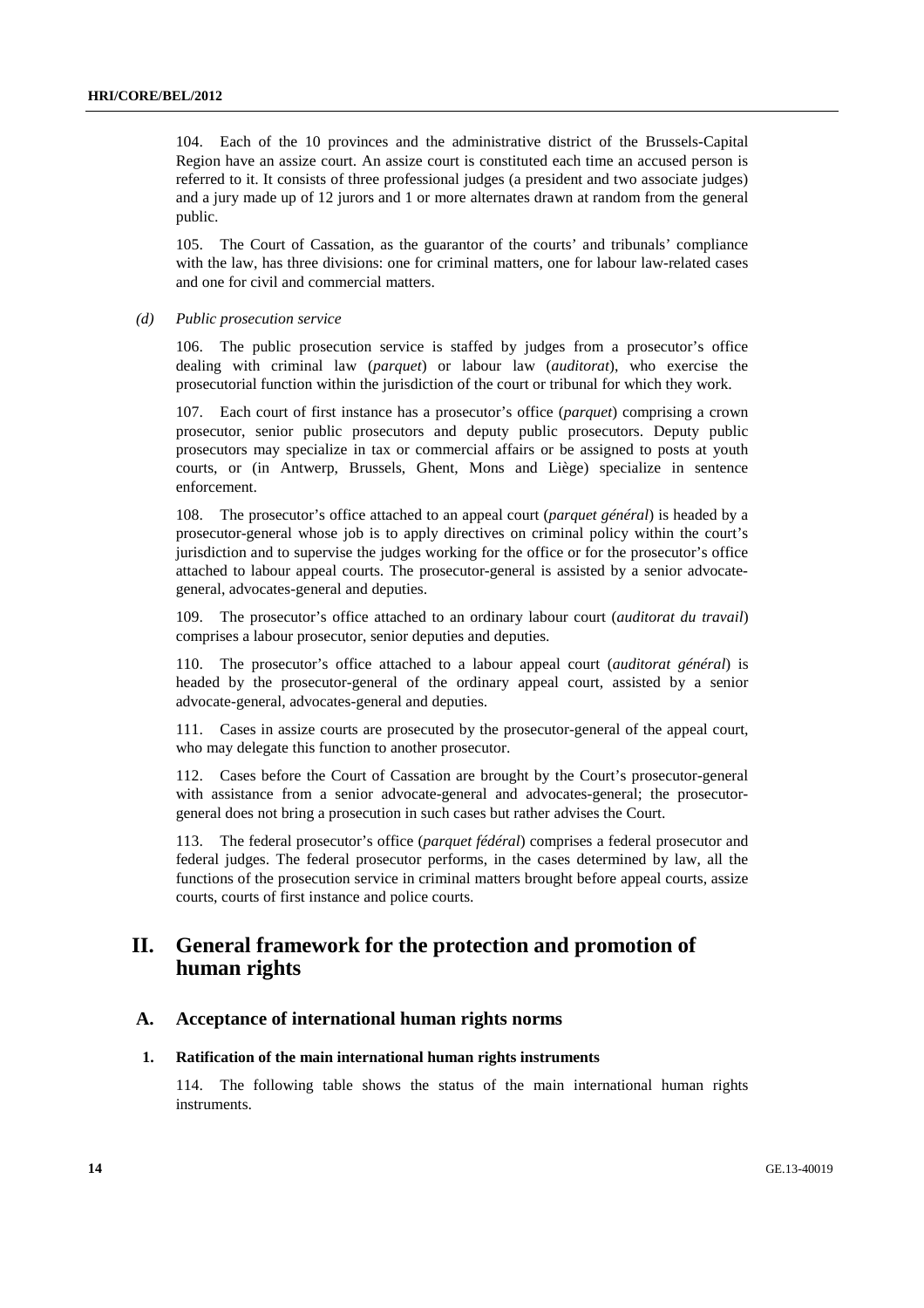104. Each of the 10 provinces and the administrative district of the Brussels-Capital Region have an assize court. An assize court is constituted each time an accused person is referred to it. It consists of three professional judges (a president and two associate judges) and a jury made up of 12 jurors and 1 or more alternates drawn at random from the general public.

105. The Court of Cassation, as the guarantor of the courts' and tribunals' compliance with the law, has three divisions: one for criminal matters, one for labour law-related cases and one for civil and commercial matters.

#### *(d) Public prosecution service*

106. The public prosecution service is staffed by judges from a prosecutor's office dealing with criminal law (*parquet*) or labour law (*auditorat*), who exercise the prosecutorial function within the jurisdiction of the court or tribunal for which they work.

107. Each court of first instance has a prosecutor's office (*parquet*) comprising a crown prosecutor, senior public prosecutors and deputy public prosecutors. Deputy public prosecutors may specialize in tax or commercial affairs or be assigned to posts at youth courts, or (in Antwerp, Brussels, Ghent, Mons and Liège) specialize in sentence enforcement.

108. The prosecutor's office attached to an appeal court (*parquet général*) is headed by a prosecutor-general whose job is to apply directives on criminal policy within the court's jurisdiction and to supervise the judges working for the office or for the prosecutor's office attached to labour appeal courts. The prosecutor-general is assisted by a senior advocate-general, advocates-general and deputies.

109. The prosecutor's office attached to an ordinary labour court (*auditorat du travail*) comprises a labour prosecutor, senior deputies and deputies.

110. The prosecutor's office attached to a labour appeal court (*auditorat général*) is headed by the prosecutor-general of the ordinary appeal court, assisted by a senior advocate-general, advocates-general and deputies.

111. Cases in assize courts are prosecuted by the prosecutor-general of the appeal court, who may delegate this function to another prosecutor.

112. Cases before the Court of Cassation are brought by the Court's prosecutor-general with assistance from a senior advocate-general and advocates-general; the prosecutor-general does not bring a prosecution in such cases but rather advises the Court.

113. The federal prosecutor's office (*parquet fédéral*) comprises a federal prosecutor and federal judges. The federal prosecutor performs, in the cases determined by law, all the functions of the prosecution service in criminal matters brought before appeal courts, assize courts, courts of first instance and police courts.

# II. General framework for the protection and promotion of human rights

## A. Acceptance of international human rights norms

### 1. Ratification of the main international human rights instruments

114. The following table shows the status of the main international human rights instruments.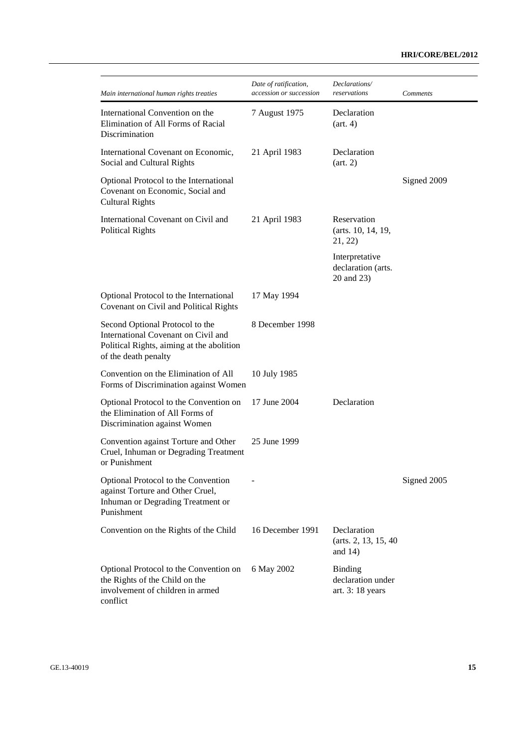| *Main international human rights treaties* | *Date of ratification, accession or succession* | *Declarations/ reservations* | *Comments* |
|---|---|---|---|
| International Convention on the Elimination of All Forms of Racial Discrimination | 7 August 1975 | Declaration (art. 4) | |
| International Covenant on Economic, Social and Cultural Rights | 21 April 1983 | Declaration (art. 2) | |
| Optional Protocol to the International Covenant on Economic, Social and Cultural Rights | | | Signed 2009 |
| International Covenant on Civil and Political Rights | 21 April 1983 | Reservation (arts. 10, 14, 19, 21, 22) | |
| | | Interpretative declaration (arts. 20 and 23) | |
| Optional Protocol to the International Covenant on Civil and Political Rights | 17 May 1994 | | |
| Second Optional Protocol to the International Covenant on Civil and Political Rights, aiming at the abolition of the death penalty | 8 December 1998 | | |
| Convention on the Elimination of All Forms of Discrimination against Women | 10 July 1985 | | |
| Optional Protocol to the Convention on the Elimination of All Forms of Discrimination against Women | 17 June 2004 | Declaration | |
| Convention against Torture and Other Cruel, Inhuman or Degrading Treatment or Punishment | 25 June 1999 | | |
| Optional Protocol to the Convention against Torture and Other Cruel, Inhuman or Degrading Treatment or Punishment | - | | Signed 2005 |
| Convention on the Rights of the Child | 16 December 1991 | Declaration (arts. 2, 13, 15, 40 and 14) | |
| Optional Protocol to the Convention on the Rights of the Child on the involvement of children in armed conflict | 6 May 2002 | Binding declaration under art. 3: 18 years | |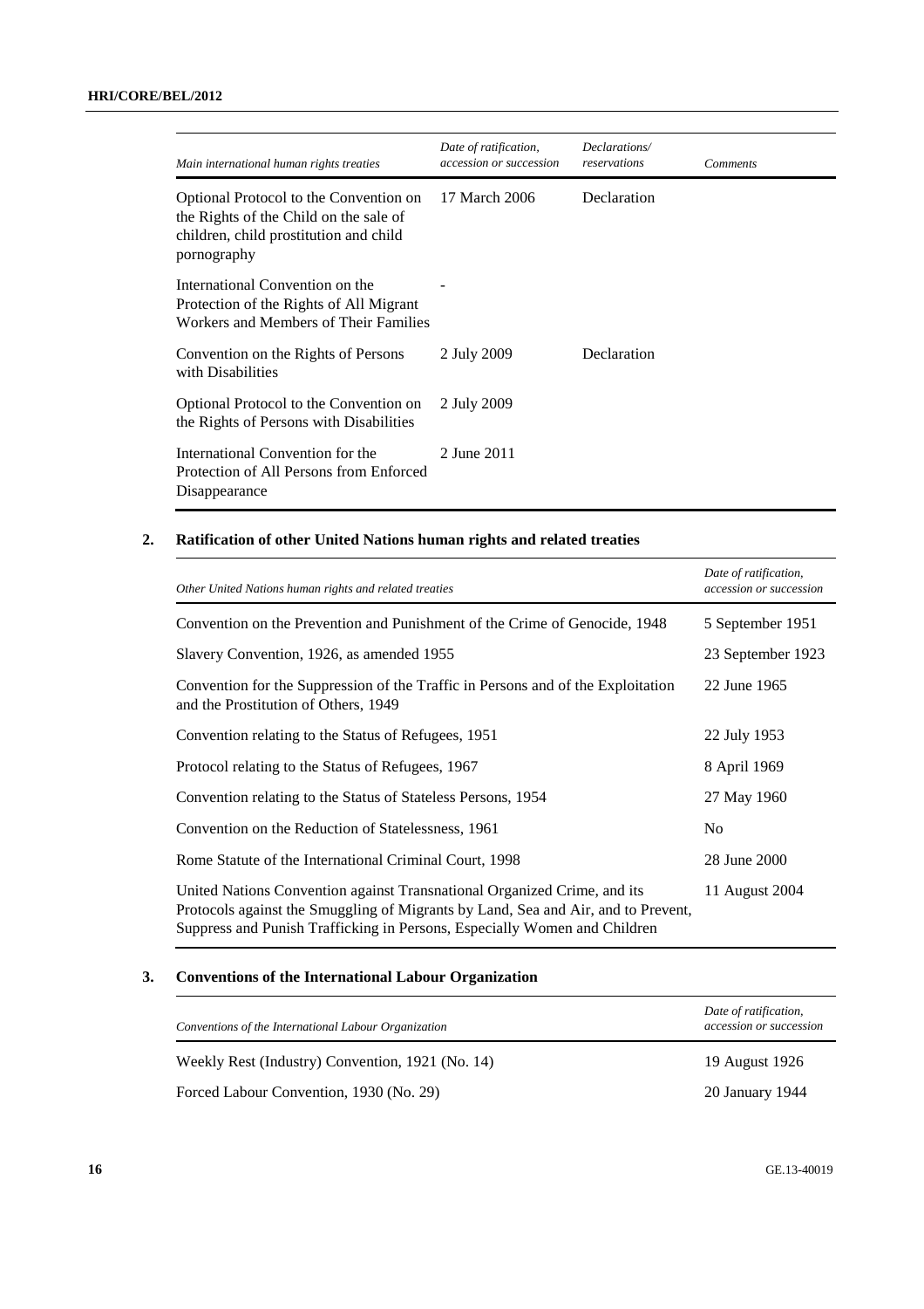| *Main international human rights treaties* | *Date of ratification, accession or succession* | *Declarations/ reservations* | *Comments* |
|---|---|---|---|
| Optional Protocol to the Convention on the Rights of the Child on the sale of children, child prostitution and child pornography | 17 March 2006 | Declaration | |
| International Convention on the Protection of the Rights of All Migrant Workers and Members of Their Families | - | | |
| Convention on the Rights of Persons with Disabilities | 2 July 2009 | Declaration | |
| Optional Protocol to the Convention on the Rights of Persons with Disabilities | 2 July 2009 | | |
| International Convention for the Protection of All Persons from Enforced Disappearance | 2 June 2011 | | |

## 2. Ratification of other United Nations human rights and related treaties

| *Other United Nations human rights and related treaties* | *Date of ratification, accession or succession* |
|---|---|
| Convention on the Prevention and Punishment of the Crime of Genocide, 1948 | 5 September 1951 |
| Slavery Convention, 1926, as amended 1955 | 23 September 1923 |
| Convention for the Suppression of the Traffic in Persons and of the Exploitation and the Prostitution of Others, 1949 | 22 June 1965 |
| Convention relating to the Status of Refugees, 1951 | 22 July 1953 |
| Protocol relating to the Status of Refugees, 1967 | 8 April 1969 |
| Convention relating to the Status of Stateless Persons, 1954 | 27 May 1960 |
| Convention on the Reduction of Statelessness, 1961 | No |
| Rome Statute of the International Criminal Court, 1998 | 28 June 2000 |
| United Nations Convention against Transnational Organized Crime, and its Protocols against the Smuggling of Migrants by Land, Sea and Air, and to Prevent, Suppress and Punish Trafficking in Persons, Especially Women and Children | 11 August 2004 |

## 3. Conventions of the International Labour Organization

| *Conventions of the International Labour Organization* | *Date of ratification, accession or succession* |
|---|---|
| Weekly Rest (Industry) Convention, 1921 (No. 14) | 19 August 1926 |
| Forced Labour Convention, 1930 (No. 29) | 20 January 1944 |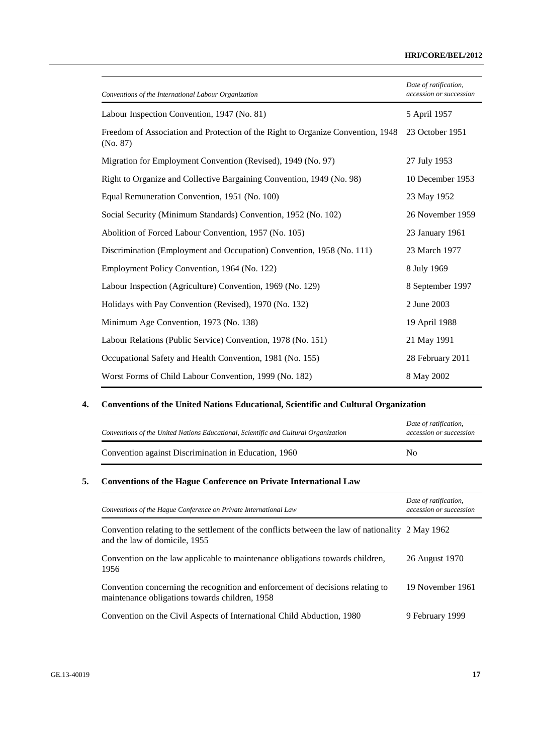| *Conventions of the International Labour Organization* | *Date of ratification, accession or succession* |
|---|---|
| Labour Inspection Convention, 1947 (No. 81) | 5 April 1957 |
| Freedom of Association and Protection of the Right to Organize Convention, 1948 (No. 87) | 23 October 1951 |
| Migration for Employment Convention (Revised), 1949 (No. 97) | 27 July 1953 |
| Right to Organize and Collective Bargaining Convention, 1949 (No. 98) | 10 December 1953 |
| Equal Remuneration Convention, 1951 (No. 100) | 23 May 1952 |
| Social Security (Minimum Standards) Convention, 1952 (No. 102) | 26 November 1959 |
| Abolition of Forced Labour Convention, 1957 (No. 105) | 23 January 1961 |
| Discrimination (Employment and Occupation) Convention, 1958 (No. 111) | 23 March 1977 |
| Employment Policy Convention, 1964 (No. 122) | 8 July 1969 |
| Labour Inspection (Agriculture) Convention, 1969 (No. 129) | 8 September 1997 |
| Holidays with Pay Convention (Revised), 1970 (No. 132) | 2 June 2003 |
| Minimum Age Convention, 1973 (No. 138) | 19 April 1988 |
| Labour Relations (Public Service) Convention, 1978 (No. 151) | 21 May 1991 |
| Occupational Safety and Health Convention, 1981 (No. 155) | 28 February 2011 |
| Worst Forms of Child Labour Convention, 1999 (No. 182) | 8 May 2002 |

## 4. Conventions of the United Nations Educational, Scientific and Cultural Organization

| *Conventions of the United Nations Educational, Scientific and Cultural Organization* | *Date of ratification, accession or succession* |
|---|---|
| Convention against Discrimination in Education, 1960 | No |

## 5. Conventions of the Hague Conference on Private International Law

| *Conventions of the Hague Conference on Private International Law* | *Date of ratification, accession or succession* |
|---|---|
| Convention relating to the settlement of the conflicts between the law of nationality and the law of domicile, 1955 | 2 May 1962 |
| Convention on the law applicable to maintenance obligations towards children, 1956 | 26 August 1970 |
| Convention concerning the recognition and enforcement of decisions relating to maintenance obligations towards children, 1958 | 19 November 1961 |
| Convention on the Civil Aspects of International Child Abduction, 1980 | 9 February 1999 |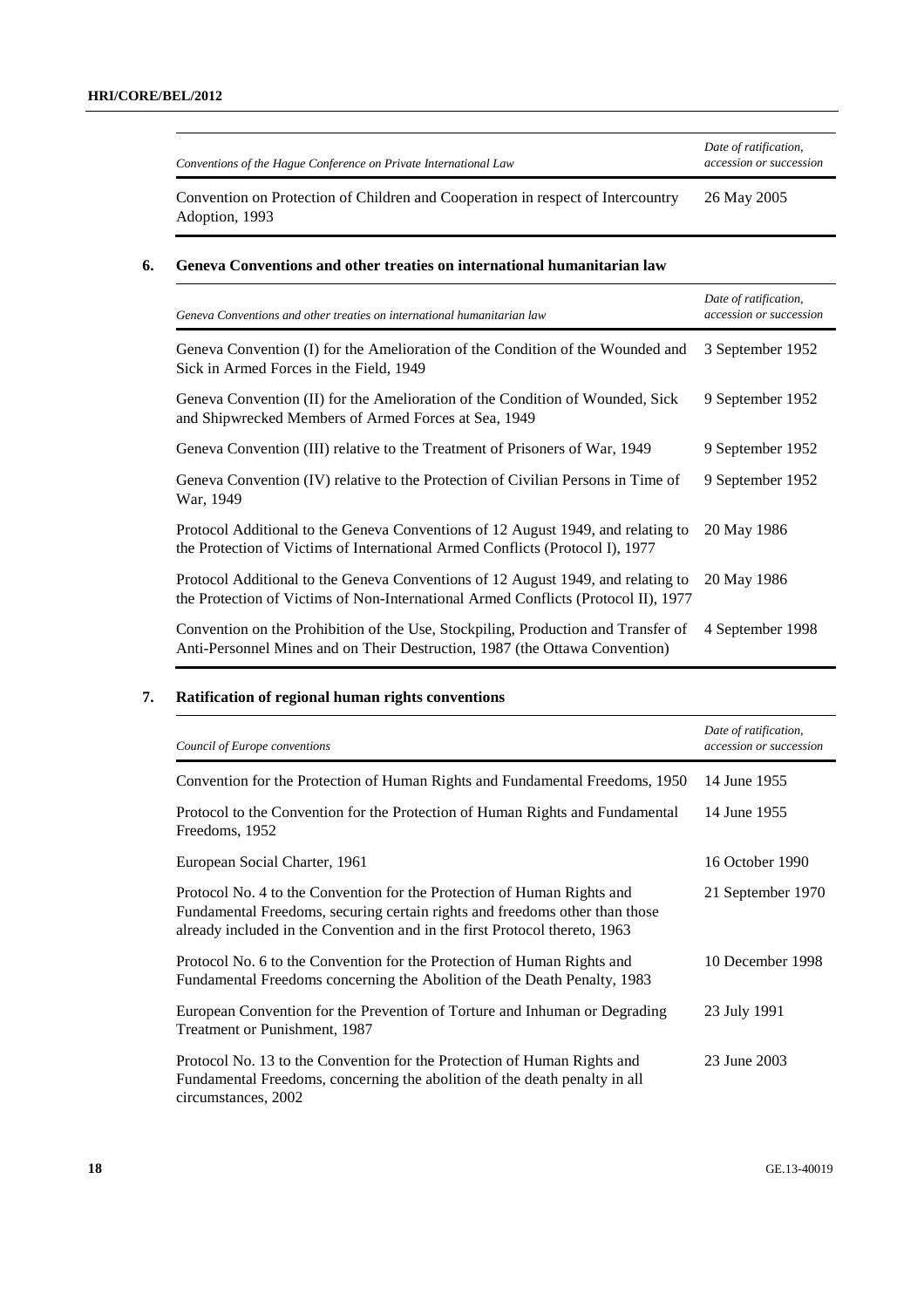| *Conventions of the Hague Conference on Private International Law* | *Date of ratification, accession or succession* |
|---|---|
| Convention on Protection of Children and Cooperation in respect of Intercountry Adoption, 1993 | 26 May 2005 |

**6. Geneva Conventions and other treaties on international humanitarian law**

| *Geneva Conventions and other treaties on international humanitarian law* | *Date of ratification, accession or succession* |
|---|---|
| Geneva Convention (I) for the Amelioration of the Condition of the Wounded and Sick in Armed Forces in the Field, 1949 | 3 September 1952 |
| Geneva Convention (II) for the Amelioration of the Condition of Wounded, Sick and Shipwrecked Members of Armed Forces at Sea, 1949 | 9 September 1952 |
| Geneva Convention (III) relative to the Treatment of Prisoners of War, 1949 | 9 September 1952 |
| Geneva Convention (IV) relative to the Protection of Civilian Persons in Time of War, 1949 | 9 September 1952 |
| Protocol Additional to the Geneva Conventions of 12 August 1949, and relating to the Protection of Victims of International Armed Conflicts (Protocol I), 1977 | 20 May 1986 |
| Protocol Additional to the Geneva Conventions of 12 August 1949, and relating to the Protection of Victims of Non-International Armed Conflicts (Protocol II), 1977 | 20 May 1986 |
| Convention on the Prohibition of the Use, Stockpiling, Production and Transfer of Anti-Personnel Mines and on Their Destruction, 1987 (the Ottawa Convention) | 4 September 1998 |

**7. Ratification of regional human rights conventions**

| *Council of Europe conventions* | *Date of ratification, accession or succession* |
|---|---|
| Convention for the Protection of Human Rights and Fundamental Freedoms, 1950 | 14 June 1955 |
| Protocol to the Convention for the Protection of Human Rights and Fundamental Freedoms, 1952 | 14 June 1955 |
| European Social Charter, 1961 | 16 October 1990 |
| Protocol No. 4 to the Convention for the Protection of Human Rights and Fundamental Freedoms, securing certain rights and freedoms other than those already included in the Convention and in the first Protocol thereto, 1963 | 21 September 1970 |
| Protocol No. 6 to the Convention for the Protection of Human Rights and Fundamental Freedoms concerning the Abolition of the Death Penalty, 1983 | 10 December 1998 |
| European Convention for the Prevention of Torture and Inhuman or Degrading Treatment or Punishment, 1987 | 23 July 1991 |
| Protocol No. 13 to the Convention for the Protection of Human Rights and Fundamental Freedoms, concerning the abolition of the death penalty in all circumstances, 2002 | 23 June 2003 |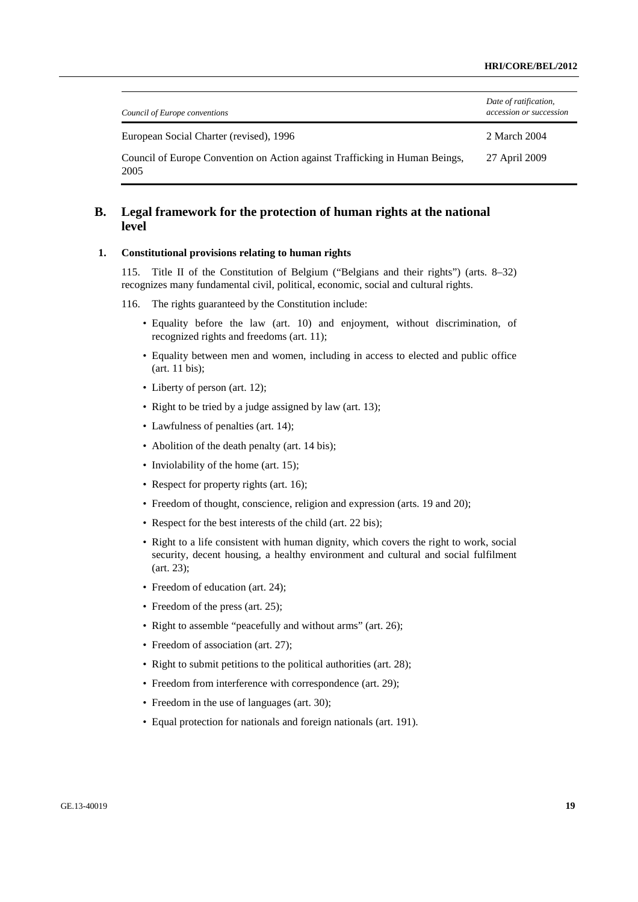| *Council of Europe conventions* | *Date of ratification, accession or succession* |
|---|---|
| European Social Charter (revised), 1996 | 2 March 2004 |
| Council of Europe Convention on Action against Trafficking in Human Beings, 2005 | 27 April 2009 |

## B. Legal framework for the protection of human rights at the national level

### 1. Constitutional provisions relating to human rights

115. Title II of the Constitution of Belgium ("Belgians and their rights") (arts. 8–32) recognizes many fundamental civil, political, economic, social and cultural rights.

116. The rights guaranteed by the Constitution include:

- Equality before the law (art. 10) and enjoyment, without discrimination, of recognized rights and freedoms (art. 11);
- Equality between men and women, including in access to elected and public office (art. 11 bis);
- Liberty of person (art. 12);
- Right to be tried by a judge assigned by law (art. 13);
- Lawfulness of penalties (art. 14);
- Abolition of the death penalty (art. 14 bis);
- Inviolability of the home (art. 15);
- Respect for property rights (art. 16);
- Freedom of thought, conscience, religion and expression (arts. 19 and 20);
- Respect for the best interests of the child (art. 22 bis);
- Right to a life consistent with human dignity, which covers the right to work, social security, decent housing, a healthy environment and cultural and social fulfilment (art. 23);
- Freedom of education (art. 24);
- Freedom of the press (art. 25);
- Right to assemble "peacefully and without arms" (art. 26);
- Freedom of association (art. 27);
- Right to submit petitions to the political authorities (art. 28);
- Freedom from interference with correspondence (art. 29);
- Freedom in the use of languages (art. 30);
- Equal protection for nationals and foreign nationals (art. 191).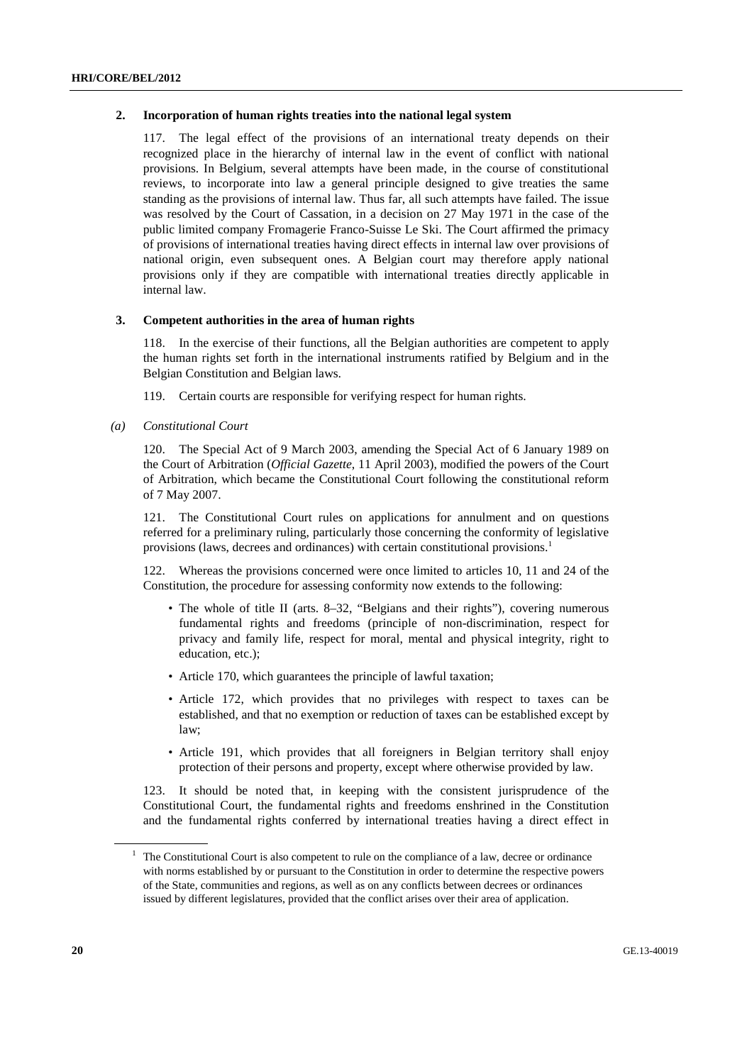### 2. Incorporation of human rights treaties into the national legal system

117. The legal effect of the provisions of an international treaty depends on their recognized place in the hierarchy of internal law in the event of conflict with national provisions. In Belgium, several attempts have been made, in the course of constitutional reviews, to incorporate into law a general principle designed to give treaties the same standing as the provisions of internal law. Thus far, all such attempts have failed. The issue was resolved by the Court of Cassation, in a decision on 27 May 1971 in the case of the public limited company Fromagerie Franco-Suisse Le Ski. The Court affirmed the primacy of provisions of international treaties having direct effects in internal law over provisions of national origin, even subsequent ones. A Belgian court may therefore apply national provisions only if they are compatible with international treaties directly applicable in internal law.

### 3. Competent authorities in the area of human rights

118. In the exercise of their functions, all the Belgian authorities are competent to apply the human rights set forth in the international instruments ratified by Belgium and in the Belgian Constitution and Belgian laws.

119. Certain courts are responsible for verifying respect for human rights.

#### *(a) Constitutional Court*

120. The Special Act of 9 March 2003, amending the Special Act of 6 January 1989 on the Court of Arbitration (*Official Gazette*, 11 April 2003), modified the powers of the Court of Arbitration, which became the Constitutional Court following the constitutional reform of 7 May 2007.

121. The Constitutional Court rules on applications for annulment and on questions referred for a preliminary ruling, particularly those concerning the conformity of legislative provisions (laws, decrees and ordinances) with certain constitutional provisions.[1]

122. Whereas the provisions concerned were once limited to articles 10, 11 and 24 of the Constitution, the procedure for assessing conformity now extends to the following:

- The whole of title II (arts. 8–32, "Belgians and their rights"), covering numerous fundamental rights and freedoms (principle of non-discrimination, respect for privacy and family life, respect for moral, mental and physical integrity, right to education, etc.);
- Article 170, which guarantees the principle of lawful taxation;
- Article 172, which provides that no privileges with respect to taxes can be established, and that no exemption or reduction of taxes can be established except by law;
- Article 191, which provides that all foreigners in Belgian territory shall enjoy protection of their persons and property, except where otherwise provided by law.

123. It should be noted that, in keeping with the consistent jurisprudence of the Constitutional Court, the fundamental rights and freedoms enshrined in the Constitution and the fundamental rights conferred by international treaties having a direct effect in

---

[1] The Constitutional Court is also competent to rule on the compliance of a law, decree or ordinance with norms established by or pursuant to the Constitution in order to determine the respective powers of the State, communities and regions, as well as on any conflicts between decrees or ordinances issued by different legislatures, provided that the conflict arises over their area of application.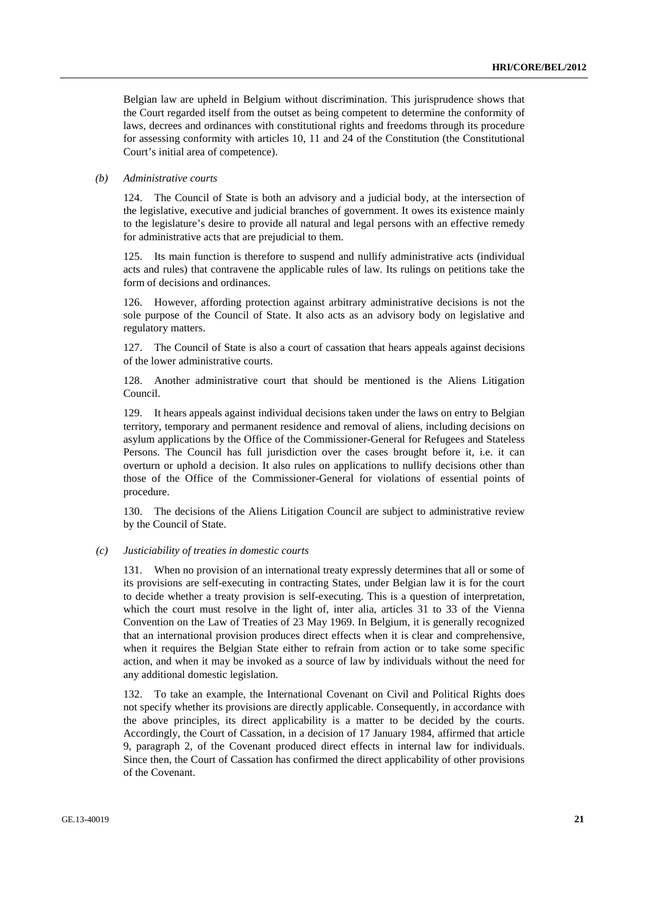Belgian law are upheld in Belgium without discrimination. This jurisprudence shows that the Court regarded itself from the outset as being competent to determine the conformity of laws, decrees and ordinances with constitutional rights and freedoms through its procedure for assessing conformity with articles 10, 11 and 24 of the Constitution (the Constitutional Court's initial area of competence).

*(b) Administrative courts*

124. The Council of State is both an advisory and a judicial body, at the intersection of the legislative, executive and judicial branches of government. It owes its existence mainly to the legislature's desire to provide all natural and legal persons with an effective remedy for administrative acts that are prejudicial to them.

125. Its main function is therefore to suspend and nullify administrative acts (individual acts and rules) that contravene the applicable rules of law. Its rulings on petitions take the form of decisions and ordinances.

126. However, affording protection against arbitrary administrative decisions is not the sole purpose of the Council of State. It also acts as an advisory body on legislative and regulatory matters.

127. The Council of State is also a court of cassation that hears appeals against decisions of the lower administrative courts.

128. Another administrative court that should be mentioned is the Aliens Litigation Council.

129. It hears appeals against individual decisions taken under the laws on entry to Belgian territory, temporary and permanent residence and removal of aliens, including decisions on asylum applications by the Office of the Commissioner-General for Refugees and Stateless Persons. The Council has full jurisdiction over the cases brought before it, i.e. it can overturn or uphold a decision. It also rules on applications to nullify decisions other than those of the Office of the Commissioner-General for violations of essential points of procedure.

130. The decisions of the Aliens Litigation Council are subject to administrative review by the Council of State.

*(c) Justiciability of treaties in domestic courts*

131. When no provision of an international treaty expressly determines that all or some of its provisions are self-executing in contracting States, under Belgian law it is for the court to decide whether a treaty provision is self-executing. This is a question of interpretation, which the court must resolve in the light of, inter alia, articles 31 to 33 of the Vienna Convention on the Law of Treaties of 23 May 1969. In Belgium, it is generally recognized that an international provision produces direct effects when it is clear and comprehensive, when it requires the Belgian State either to refrain from action or to take some specific action, and when it may be invoked as a source of law by individuals without the need for any additional domestic legislation.

132. To take an example, the International Covenant on Civil and Political Rights does not specify whether its provisions are directly applicable. Consequently, in accordance with the above principles, its direct applicability is a matter to be decided by the courts. Accordingly, the Court of Cassation, in a decision of 17 January 1984, affirmed that article 9, paragraph 2, of the Covenant produced direct effects in internal law for individuals. Since then, the Court of Cassation has confirmed the direct applicability of other provisions of the Covenant.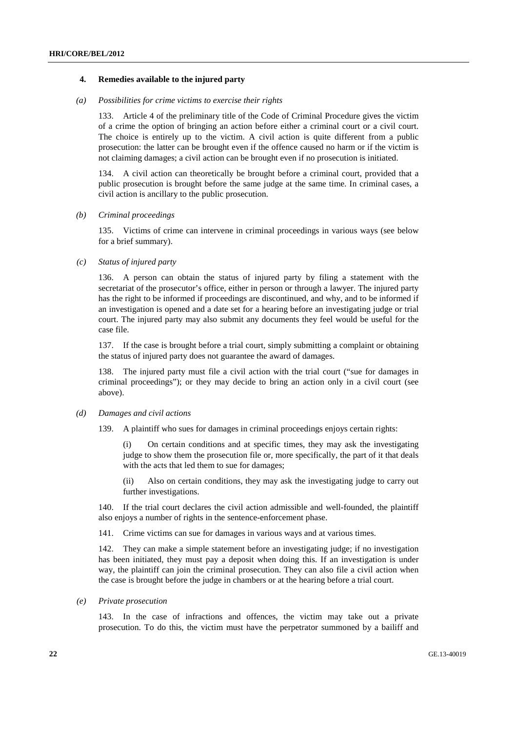### 4. Remedies available to the injured party

#### *(a) Possibilities for crime victims to exercise their rights*

133. Article 4 of the preliminary title of the Code of Criminal Procedure gives the victim of a crime the option of bringing an action before either a criminal court or a civil court. The choice is entirely up to the victim. A civil action is quite different from a public prosecution: the latter can be brought even if the offence caused no harm or if the victim is not claiming damages; a civil action can be brought even if no prosecution is initiated.

134. A civil action can theoretically be brought before a criminal court, provided that a public prosecution is brought before the same judge at the same time. In criminal cases, a civil action is ancillary to the public prosecution.

#### *(b) Criminal proceedings*

135. Victims of crime can intervene in criminal proceedings in various ways (see below for a brief summary).

#### *(c) Status of injured party*

136. A person can obtain the status of injured party by filing a statement with the secretariat of the prosecutor's office, either in person or through a lawyer. The injured party has the right to be informed if proceedings are discontinued, and why, and to be informed if an investigation is opened and a date set for a hearing before an investigating judge or trial court. The injured party may also submit any documents they feel would be useful for the case file.

137. If the case is brought before a trial court, simply submitting a complaint or obtaining the status of injured party does not guarantee the award of damages.

138. The injured party must file a civil action with the trial court ("sue for damages in criminal proceedings"); or they may decide to bring an action only in a civil court (see above).

#### *(d) Damages and civil actions*

139. A plaintiff who sues for damages in criminal proceedings enjoys certain rights:

(i) On certain conditions and at specific times, they may ask the investigating judge to show them the prosecution file or, more specifically, the part of it that deals with the acts that led them to sue for damages;

(ii) Also on certain conditions, they may ask the investigating judge to carry out further investigations.

140. If the trial court declares the civil action admissible and well-founded, the plaintiff also enjoys a number of rights in the sentence-enforcement phase.

141. Crime victims can sue for damages in various ways and at various times.

142. They can make a simple statement before an investigating judge; if no investigation has been initiated, they must pay a deposit when doing this. If an investigation is under way, the plaintiff can join the criminal prosecution. They can also file a civil action when the case is brought before the judge in chambers or at the hearing before a trial court.

#### *(e) Private prosecution*

143. In the case of infractions and offences, the victim may take out a private prosecution. To do this, the victim must have the perpetrator summoned by a bailiff and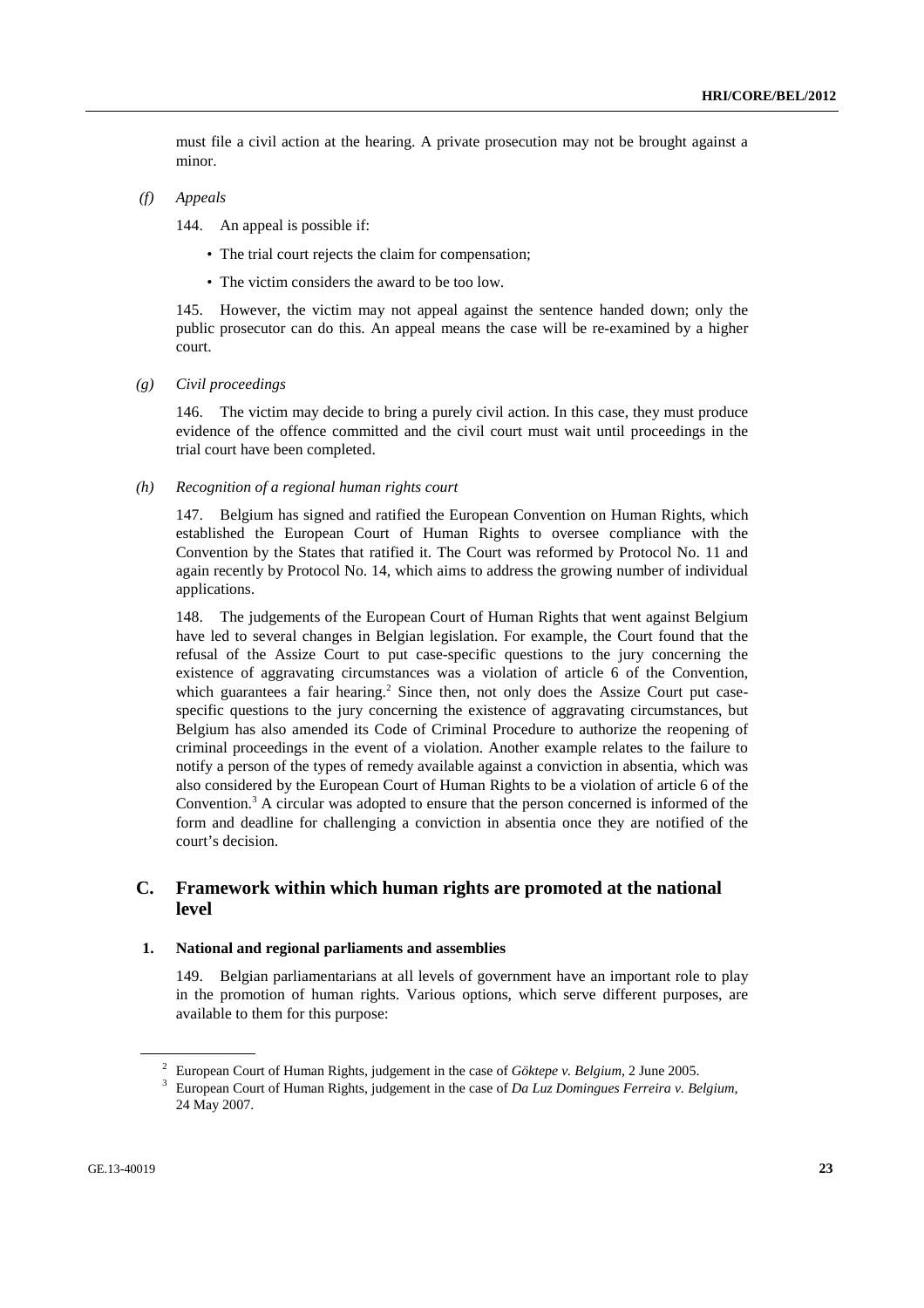must file a civil action at the hearing. A private prosecution may not be brought against a minor.

*(f) Appeals*

144. An appeal is possible if:

- The trial court rejects the claim for compensation;
- The victim considers the award to be too low.

145. However, the victim may not appeal against the sentence handed down; only the public prosecutor can do this. An appeal means the case will be re-examined by a higher court.

*(g) Civil proceedings*

146. The victim may decide to bring a purely civil action. In this case, they must produce evidence of the offence committed and the civil court must wait until proceedings in the trial court have been completed.

*(h) Recognition of a regional human rights court*

147. Belgium has signed and ratified the European Convention on Human Rights, which established the European Court of Human Rights to oversee compliance with the Convention by the States that ratified it. The Court was reformed by Protocol No. 11 and again recently by Protocol No. 14, which aims to address the growing number of individual applications.

148. The judgements of the European Court of Human Rights that went against Belgium have led to several changes in Belgian legislation. For example, the Court found that the refusal of the Assize Court to put case-specific questions to the jury concerning the existence of aggravating circumstances was a violation of article 6 of the Convention, which guarantees a fair hearing.[2] Since then, not only does the Assize Court put case-specific questions to the jury concerning the existence of aggravating circumstances, but Belgium has also amended its Code of Criminal Procedure to authorize the reopening of criminal proceedings in the event of a violation. Another example relates to the failure to notify a person of the types of remedy available against a conviction in absentia, which was also considered by the European Court of Human Rights to be a violation of article 6 of the Convention.[3] A circular was adopted to ensure that the person concerned is informed of the form and deadline for challenging a conviction in absentia once they are notified of the court's decision.

## C. Framework within which human rights are promoted at the national level

### 1. National and regional parliaments and assemblies

149. Belgian parliamentarians at all levels of government have an important role to play in the promotion of human rights. Various options, which serve different purposes, are available to them for this purpose:

[2] European Court of Human Rights, judgement in the case of *Göktepe v. Belgium*, 2 June 2005.

[3] European Court of Human Rights, judgement in the case of *Da Luz Domingues Ferreira v. Belgium*, 24 May 2007.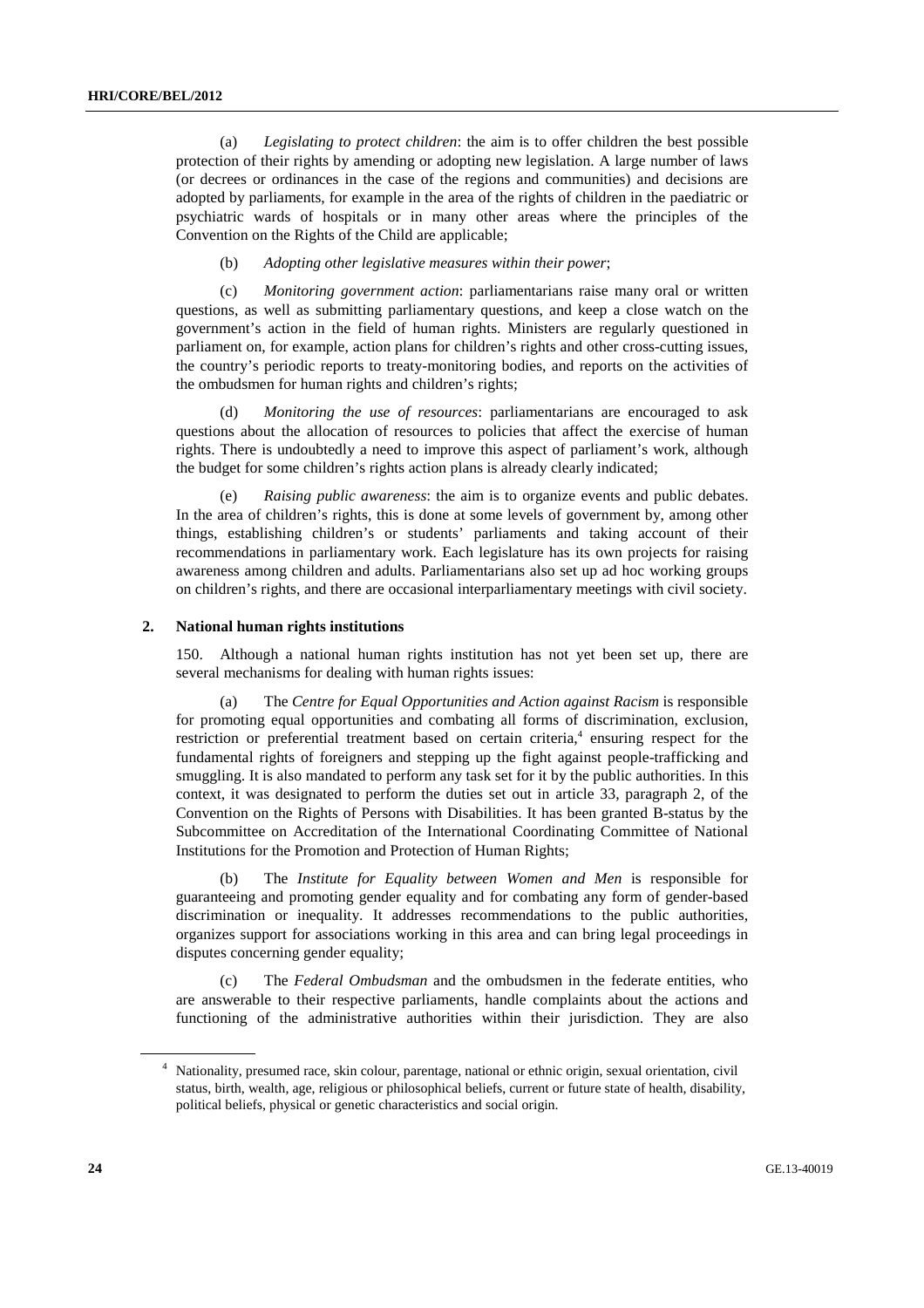(a) *Legislating to protect children*: the aim is to offer children the best possible protection of their rights by amending or adopting new legislation. A large number of laws (or decrees or ordinances in the case of the regions and communities) and decisions are adopted by parliaments, for example in the area of the rights of children in the paediatric or psychiatric wards of hospitals or in many other areas where the principles of the Convention on the Rights of the Child are applicable;

(b) *Adopting other legislative measures within their power*;

(c) *Monitoring government action*: parliamentarians raise many oral or written questions, as well as submitting parliamentary questions, and keep a close watch on the government's action in the field of human rights. Ministers are regularly questioned in parliament on, for example, action plans for children's rights and other cross-cutting issues, the country's periodic reports to treaty-monitoring bodies, and reports on the activities of the ombudsmen for human rights and children's rights;

(d) *Monitoring the use of resources*: parliamentarians are encouraged to ask questions about the allocation of resources to policies that affect the exercise of human rights. There is undoubtedly a need to improve this aspect of parliament's work, although the budget for some children's rights action plans is already clearly indicated;

(e) *Raising public awareness*: the aim is to organize events and public debates. In the area of children's rights, this is done at some levels of government by, among other things, establishing children's or students' parliaments and taking account of their recommendations in parliamentary work. Each legislature has its own projects for raising awareness among children and adults. Parliamentarians also set up ad hoc working groups on children's rights, and there are occasional interparliamentary meetings with civil society.

### 2. National human rights institutions

150. Although a national human rights institution has not yet been set up, there are several mechanisms for dealing with human rights issues:

(a) The *Centre for Equal Opportunities and Action against Racism* is responsible for promoting equal opportunities and combating all forms of discrimination, exclusion, restriction or preferential treatment based on certain criteria,[4] ensuring respect for the fundamental rights of foreigners and stepping up the fight against people-trafficking and smuggling. It is also mandated to perform any task set for it by the public authorities. In this context, it was designated to perform the duties set out in article 33, paragraph 2, of the Convention on the Rights of Persons with Disabilities. It has been granted B-status by the Subcommittee on Accreditation of the International Coordinating Committee of National Institutions for the Promotion and Protection of Human Rights;

(b) The *Institute for Equality between Women and Men* is responsible for guaranteeing and promoting gender equality and for combating any form of gender-based discrimination or inequality. It addresses recommendations to the public authorities, organizes support for associations working in this area and can bring legal proceedings in disputes concerning gender equality;

(c) The *Federal Ombudsman* and the ombudsmen in the federate entities, who are answerable to their respective parliaments, handle complaints about the actions and functioning of the administrative authorities within their jurisdiction. They are also

---

[4] Nationality, presumed race, skin colour, parentage, national or ethnic origin, sexual orientation, civil status, birth, wealth, age, religious or philosophical beliefs, current or future state of health, disability, political beliefs, physical or genetic characteristics and social origin.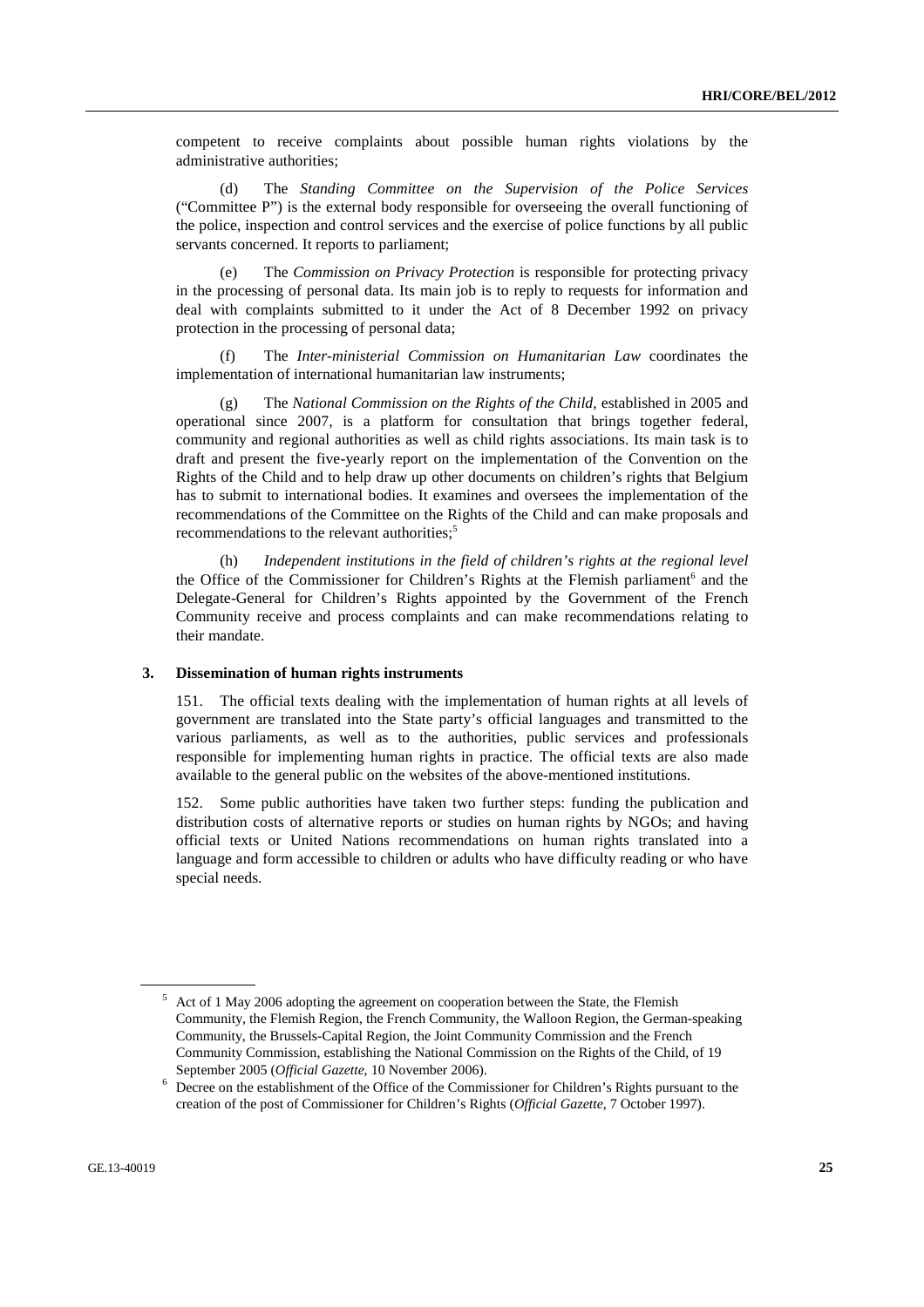competent to receive complaints about possible human rights violations by the administrative authorities;

(d) The *Standing Committee on the Supervision of the Police Services* ("Committee P") is the external body responsible for overseeing the overall functioning of the police, inspection and control services and the exercise of police functions by all public servants concerned. It reports to parliament;

(e) The *Commission on Privacy Protection* is responsible for protecting privacy in the processing of personal data. Its main job is to reply to requests for information and deal with complaints submitted to it under the Act of 8 December 1992 on privacy protection in the processing of personal data;

(f) The *Inter-ministerial Commission on Humanitarian Law* coordinates the implementation of international humanitarian law instruments;

(g) The *National Commission on the Rights of the Child*, established in 2005 and operational since 2007, is a platform for consultation that brings together federal, community and regional authorities as well as child rights associations. Its main task is to draft and present the five-yearly report on the implementation of the Convention on the Rights of the Child and to help draw up other documents on children's rights that Belgium has to submit to international bodies. It examines and oversees the implementation of the recommendations of the Committee on the Rights of the Child and can make proposals and recommendations to the relevant authorities;[5]

(h) *Independent institutions in the field of children's rights at the regional level* the Office of the Commissioner for Children's Rights at the Flemish parliament[6] and the Delegate-General for Children's Rights appointed by the Government of the French Community receive and process complaints and can make recommendations relating to their mandate.

### 3. Dissemination of human rights instruments

151. The official texts dealing with the implementation of human rights at all levels of government are translated into the State party's official languages and transmitted to the various parliaments, as well as to the authorities, public services and professionals responsible for implementing human rights in practice. The official texts are also made available to the general public on the websites of the above-mentioned institutions.

152. Some public authorities have taken two further steps: funding the publication and distribution costs of alternative reports or studies on human rights by NGOs; and having official texts or United Nations recommendations on human rights translated into a language and form accessible to children or adults who have difficulty reading or who have special needs.

---

[5] Act of 1 May 2006 adopting the agreement on cooperation between the State, the Flemish Community, the Flemish Region, the French Community, the Walloon Region, the German-speaking Community, the Brussels-Capital Region, the Joint Community Commission and the French Community Commission, establishing the National Commission on the Rights of the Child, of 19 September 2005 (*Official Gazette*, 10 November 2006).

[6] Decree on the establishment of the Office of the Commissioner for Children's Rights pursuant to the creation of the post of Commissioner for Children's Rights (*Official Gazette*, 7 October 1997).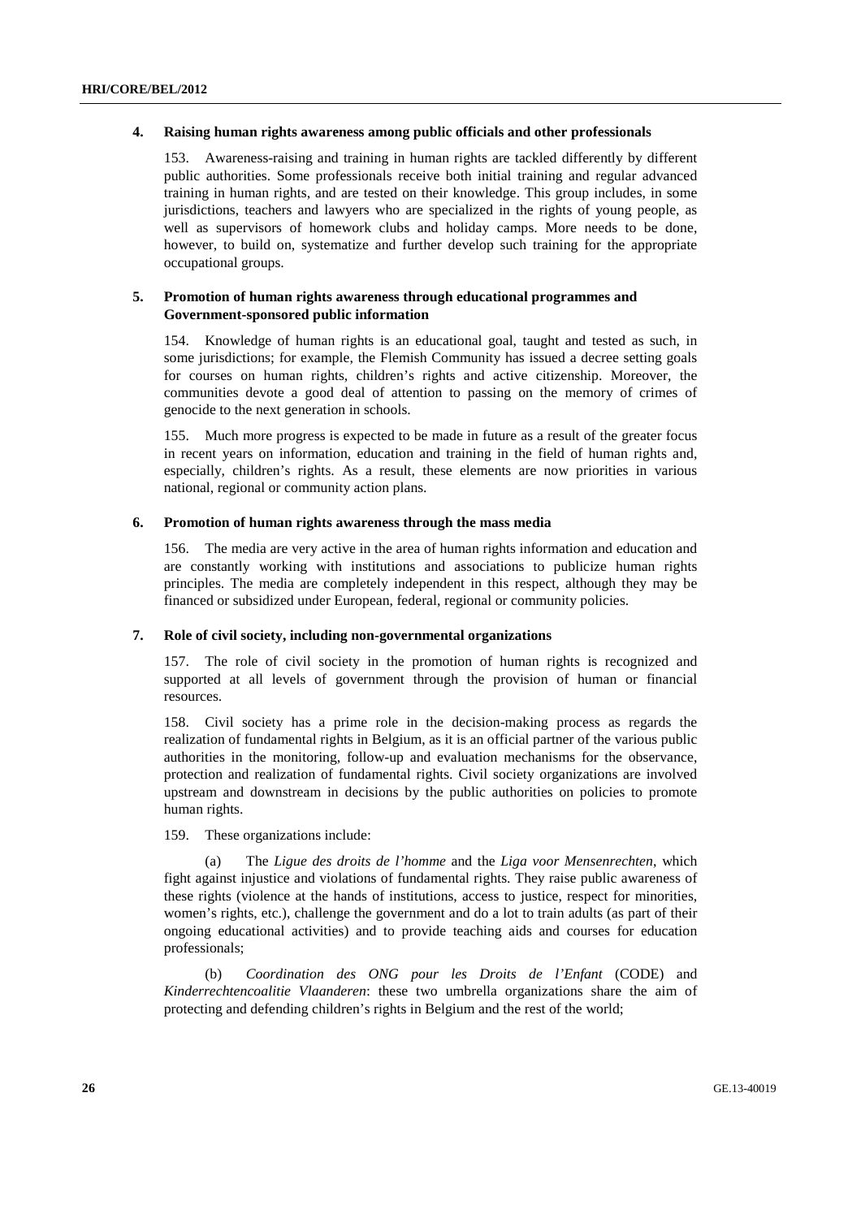### 4. Raising human rights awareness among public officials and other professionals

153. Awareness-raising and training in human rights are tackled differently by different public authorities. Some professionals receive both initial training and regular advanced training in human rights, and are tested on their knowledge. This group includes, in some jurisdictions, teachers and lawyers who are specialized in the rights of young people, as well as supervisors of homework clubs and holiday camps. More needs to be done, however, to build on, systematize and further develop such training for the appropriate occupational groups.

### 5. Promotion of human rights awareness through educational programmes and Government-sponsored public information

154. Knowledge of human rights is an educational goal, taught and tested as such, in some jurisdictions; for example, the Flemish Community has issued a decree setting goals for courses on human rights, children's rights and active citizenship. Moreover, the communities devote a good deal of attention to passing on the memory of crimes of genocide to the next generation in schools.

155. Much more progress is expected to be made in future as a result of the greater focus in recent years on information, education and training in the field of human rights and, especially, children's rights. As a result, these elements are now priorities in various national, regional or community action plans.

### 6. Promotion of human rights awareness through the mass media

156. The media are very active in the area of human rights information and education and are constantly working with institutions and associations to publicize human rights principles. The media are completely independent in this respect, although they may be financed or subsidized under European, federal, regional or community policies.

### 7. Role of civil society, including non-governmental organizations

157. The role of civil society in the promotion of human rights is recognized and supported at all levels of government through the provision of human or financial resources.

158. Civil society has a prime role in the decision-making process as regards the realization of fundamental rights in Belgium, as it is an official partner of the various public authorities in the monitoring, follow-up and evaluation mechanisms for the observance, protection and realization of fundamental rights. Civil society organizations are involved upstream and downstream in decisions by the public authorities on policies to promote human rights.

159. These organizations include:

(a) The *Ligue des droits de l'homme* and the *Liga voor Mensenrechten*, which fight against injustice and violations of fundamental rights. They raise public awareness of these rights (violence at the hands of institutions, access to justice, respect for minorities, women's rights, etc.), challenge the government and do a lot to train adults (as part of their ongoing educational activities) and to provide teaching aids and courses for education professionals;

(b) *Coordination des ONG pour les Droits de l'Enfant* (CODE) and *Kinderrechtencoalitie Vlaanderen*: these two umbrella organizations share the aim of protecting and defending children's rights in Belgium and the rest of the world;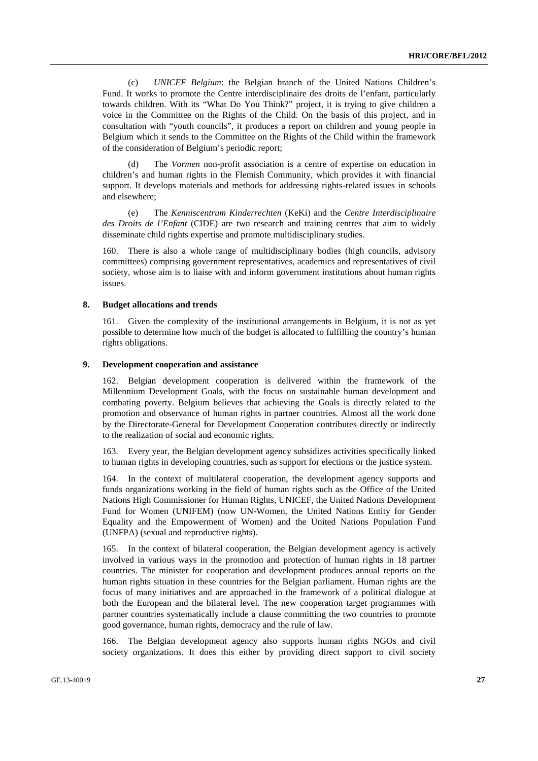(c) *UNICEF Belgium*: the Belgian branch of the United Nations Children's Fund. It works to promote the Centre interdisciplinaire des droits de l'enfant, particularly towards children. With its "What Do You Think?" project, it is trying to give children a voice in the Committee on the Rights of the Child. On the basis of this project, and in consultation with "youth councils", it produces a report on children and young people in Belgium which it sends to the Committee on the Rights of the Child within the framework of the consideration of Belgium's periodic report;

(d) The *Vormen* non-profit association is a centre of expertise on education in children's and human rights in the Flemish Community, which provides it with financial support. It develops materials and methods for addressing rights-related issues in schools and elsewhere;

(e) The *Kenniscentrum Kinderrechten* (KeKi) and the *Centre Interdisciplinaire des Droits de l'Enfant* (CIDE) are two research and training centres that aim to widely disseminate child rights expertise and promote multidisciplinary studies.

160. There is also a whole range of multidisciplinary bodies (high councils, advisory committees) comprising government representatives, academics and representatives of civil society, whose aim is to liaise with and inform government institutions about human rights issues.

### 8. Budget allocations and trends

161. Given the complexity of the institutional arrangements in Belgium, it is not as yet possible to determine how much of the budget is allocated to fulfilling the country's human rights obligations.

### 9. Development cooperation and assistance

162. Belgian development cooperation is delivered within the framework of the Millennium Development Goals, with the focus on sustainable human development and combating poverty. Belgium believes that achieving the Goals is directly related to the promotion and observance of human rights in partner countries. Almost all the work done by the Directorate-General for Development Cooperation contributes directly or indirectly to the realization of social and economic rights.

163. Every year, the Belgian development agency subsidizes activities specifically linked to human rights in developing countries, such as support for elections or the justice system.

164. In the context of multilateral cooperation, the development agency supports and funds organizations working in the field of human rights such as the Office of the United Nations High Commissioner for Human Rights, UNICEF, the United Nations Development Fund for Women (UNIFEM) (now UN-Women, the United Nations Entity for Gender Equality and the Empowerment of Women) and the United Nations Population Fund (UNFPA) (sexual and reproductive rights).

165. In the context of bilateral cooperation, the Belgian development agency is actively involved in various ways in the promotion and protection of human rights in 18 partner countries. The minister for cooperation and development produces annual reports on the human rights situation in these countries for the Belgian parliament. Human rights are the focus of many initiatives and are approached in the framework of a political dialogue at both the European and the bilateral level. The new cooperation target programmes with partner countries systematically include a clause committing the two countries to promote good governance, human rights, democracy and the rule of law.

166. The Belgian development agency also supports human rights NGOs and civil society organizations. It does this either by providing direct support to civil society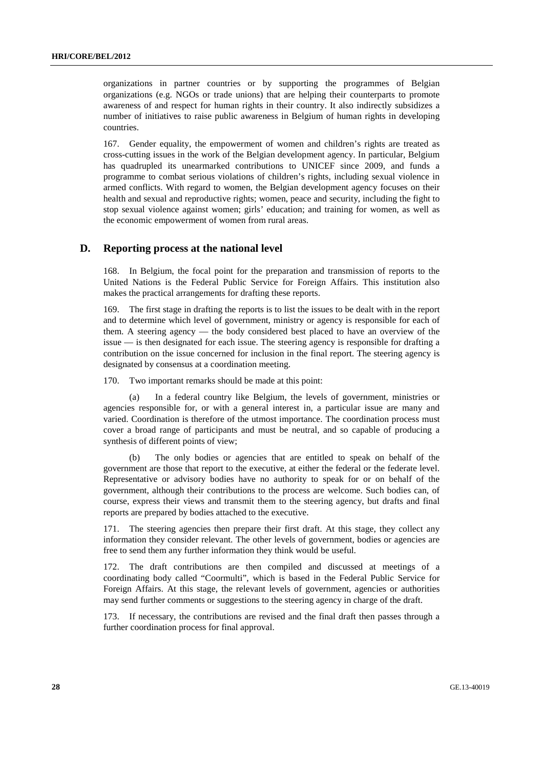organizations in partner countries or by supporting the programmes of Belgian organizations (e.g. NGOs or trade unions) that are helping their counterparts to promote awareness of and respect for human rights in their country. It also indirectly subsidizes a number of initiatives to raise public awareness in Belgium of human rights in developing countries.

167. Gender equality, the empowerment of women and children's rights are treated as cross-cutting issues in the work of the Belgian development agency. In particular, Belgium has quadrupled its unearmarked contributions to UNICEF since 2009, and funds a programme to combat serious violations of children's rights, including sexual violence in armed conflicts. With regard to women, the Belgian development agency focuses on their health and sexual and reproductive rights; women, peace and security, including the fight to stop sexual violence against women; girls' education; and training for women, as well as the economic empowerment of women from rural areas.

## D. Reporting process at the national level

168. In Belgium, the focal point for the preparation and transmission of reports to the United Nations is the Federal Public Service for Foreign Affairs. This institution also makes the practical arrangements for drafting these reports.

169. The first stage in drafting the reports is to list the issues to be dealt with in the report and to determine which level of government, ministry or agency is responsible for each of them. A steering agency — the body considered best placed to have an overview of the issue — is then designated for each issue. The steering agency is responsible for drafting a contribution on the issue concerned for inclusion in the final report. The steering agency is designated by consensus at a coordination meeting.

170. Two important remarks should be made at this point:

(a) In a federal country like Belgium, the levels of government, ministries or agencies responsible for, or with a general interest in, a particular issue are many and varied. Coordination is therefore of the utmost importance. The coordination process must cover a broad range of participants and must be neutral, and so capable of producing a synthesis of different points of view;

(b) The only bodies or agencies that are entitled to speak on behalf of the government are those that report to the executive, at either the federal or the federate level. Representative or advisory bodies have no authority to speak for or on behalf of the government, although their contributions to the process are welcome. Such bodies can, of course, express their views and transmit them to the steering agency, but drafts and final reports are prepared by bodies attached to the executive.

171. The steering agencies then prepare their first draft. At this stage, they collect any information they consider relevant. The other levels of government, bodies or agencies are free to send them any further information they think would be useful.

172. The draft contributions are then compiled and discussed at meetings of a coordinating body called "Coormulti", which is based in the Federal Public Service for Foreign Affairs. At this stage, the relevant levels of government, agencies or authorities may send further comments or suggestions to the steering agency in charge of the draft.

173. If necessary, the contributions are revised and the final draft then passes through a further coordination process for final approval.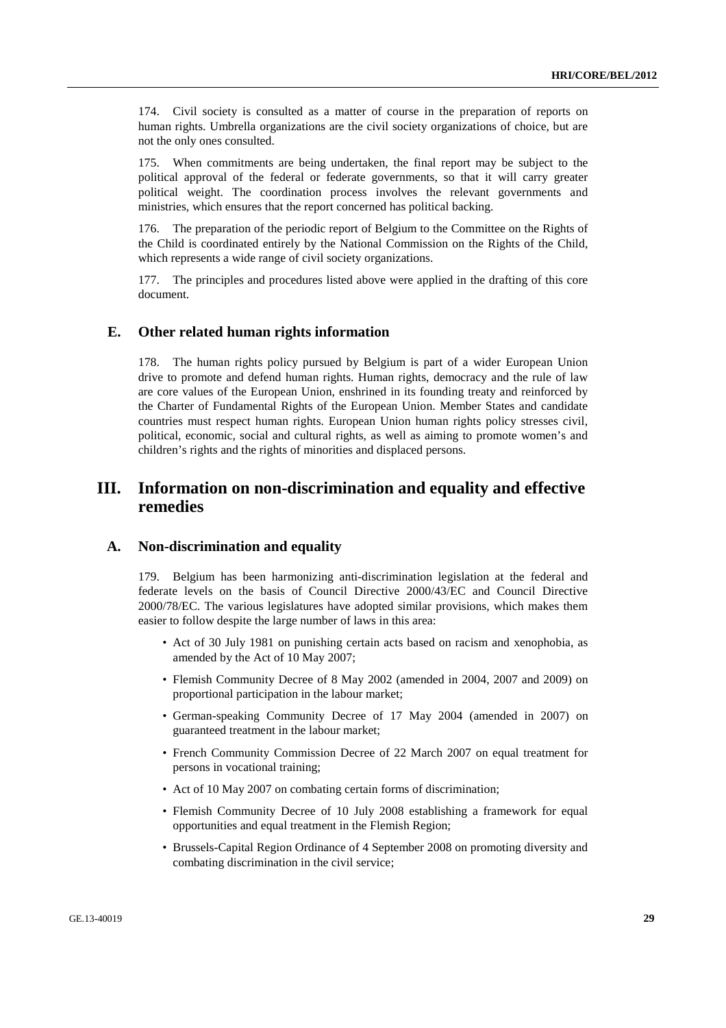174. Civil society is consulted as a matter of course in the preparation of reports on human rights. Umbrella organizations are the civil society organizations of choice, but are not the only ones consulted.

175. When commitments are being undertaken, the final report may be subject to the political approval of the federal or federate governments, so that it will carry greater political weight. The coordination process involves the relevant governments and ministries, which ensures that the report concerned has political backing.

176. The preparation of the periodic report of Belgium to the Committee on the Rights of the Child is coordinated entirely by the National Commission on the Rights of the Child, which represents a wide range of civil society organizations.

177. The principles and procedures listed above were applied in the drafting of this core document.

### E. Other related human rights information

178. The human rights policy pursued by Belgium is part of a wider European Union drive to promote and defend human rights. Human rights, democracy and the rule of law are core values of the European Union, enshrined in its founding treaty and reinforced by the Charter of Fundamental Rights of the European Union. Member States and candidate countries must respect human rights. European Union human rights policy stresses civil, political, economic, social and cultural rights, as well as aiming to promote women's and children's rights and the rights of minorities and displaced persons.

## III. Information on non-discrimination and equality and effective remedies

### A. Non-discrimination and equality

179. Belgium has been harmonizing anti-discrimination legislation at the federal and federate levels on the basis of Council Directive 2000/43/EC and Council Directive 2000/78/EC. The various legislatures have adopted similar provisions, which makes them easier to follow despite the large number of laws in this area:

- Act of 30 July 1981 on punishing certain acts based on racism and xenophobia, as amended by the Act of 10 May 2007;
- Flemish Community Decree of 8 May 2002 (amended in 2004, 2007 and 2009) on proportional participation in the labour market;
- German-speaking Community Decree of 17 May 2004 (amended in 2007) on guaranteed treatment in the labour market;
- French Community Commission Decree of 22 March 2007 on equal treatment for persons in vocational training;
- Act of 10 May 2007 on combating certain forms of discrimination;
- Flemish Community Decree of 10 July 2008 establishing a framework for equal opportunities and equal treatment in the Flemish Region;
- Brussels-Capital Region Ordinance of 4 September 2008 on promoting diversity and combating discrimination in the civil service;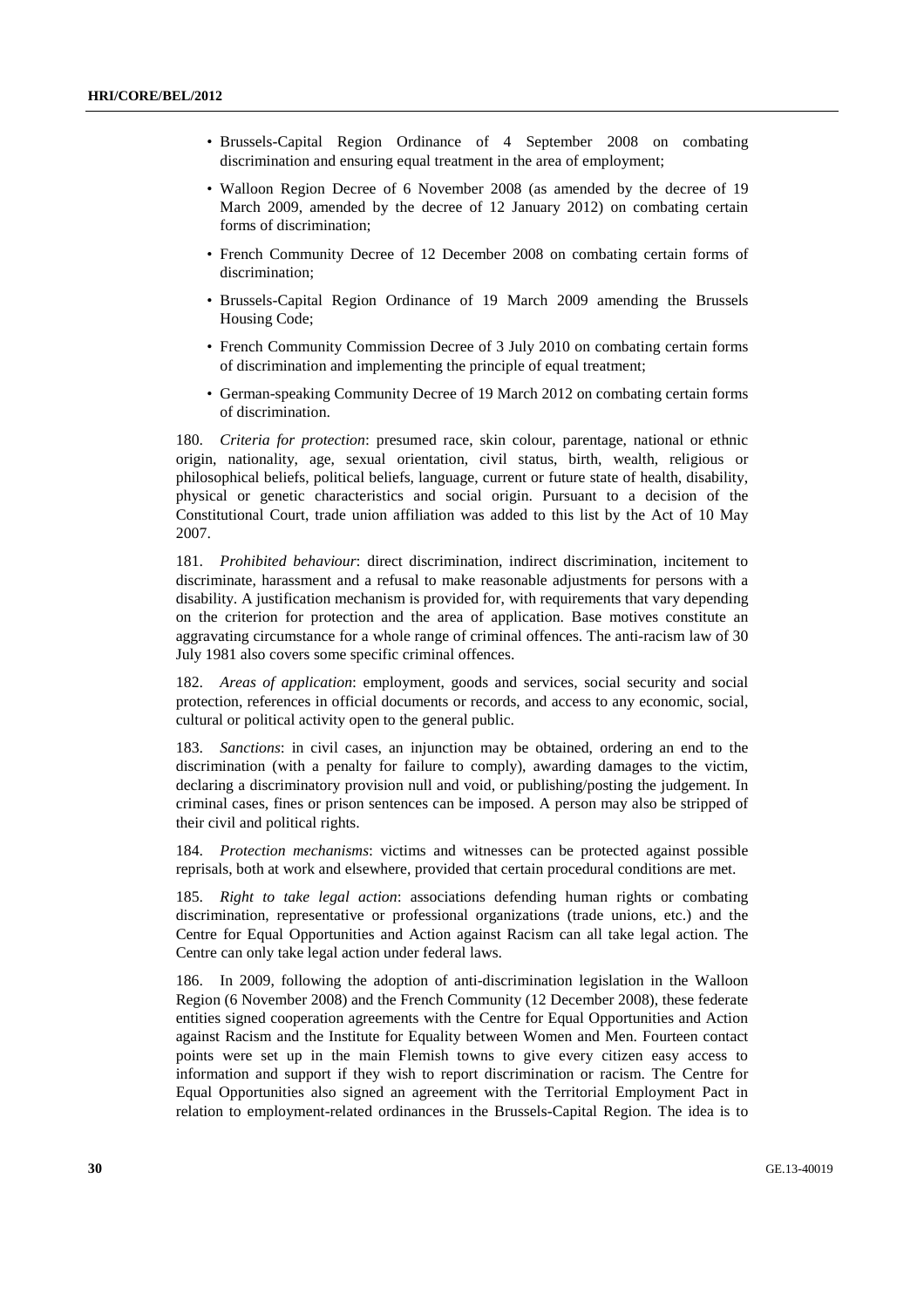- Brussels-Capital Region Ordinance of 4 September 2008 on combating discrimination and ensuring equal treatment in the area of employment;
- Walloon Region Decree of 6 November 2008 (as amended by the decree of 19 March 2009, amended by the decree of 12 January 2012) on combating certain forms of discrimination;
- French Community Decree of 12 December 2008 on combating certain forms of discrimination;
- Brussels-Capital Region Ordinance of 19 March 2009 amending the Brussels Housing Code;
- French Community Commission Decree of 3 July 2010 on combating certain forms of discrimination and implementing the principle of equal treatment;
- German-speaking Community Decree of 19 March 2012 on combating certain forms of discrimination.

180. *Criteria for protection*: presumed race, skin colour, parentage, national or ethnic origin, nationality, age, sexual orientation, civil status, birth, wealth, religious or philosophical beliefs, political beliefs, language, current or future state of health, disability, physical or genetic characteristics and social origin. Pursuant to a decision of the Constitutional Court, trade union affiliation was added to this list by the Act of 10 May 2007.

181. *Prohibited behaviour*: direct discrimination, indirect discrimination, incitement to discriminate, harassment and a refusal to make reasonable adjustments for persons with a disability. A justification mechanism is provided for, with requirements that vary depending on the criterion for protection and the area of application. Base motives constitute an aggravating circumstance for a whole range of criminal offences. The anti-racism law of 30 July 1981 also covers some specific criminal offences.

182. *Areas of application*: employment, goods and services, social security and social protection, references in official documents or records, and access to any economic, social, cultural or political activity open to the general public.

183. *Sanctions*: in civil cases, an injunction may be obtained, ordering an end to the discrimination (with a penalty for failure to comply), awarding damages to the victim, declaring a discriminatory provision null and void, or publishing/posting the judgement. In criminal cases, fines or prison sentences can be imposed. A person may also be stripped of their civil and political rights.

184. *Protection mechanisms*: victims and witnesses can be protected against possible reprisals, both at work and elsewhere, provided that certain procedural conditions are met.

185. *Right to take legal action*: associations defending human rights or combating discrimination, representative or professional organizations (trade unions, etc.) and the Centre for Equal Opportunities and Action against Racism can all take legal action. The Centre can only take legal action under federal laws.

186. In 2009, following the adoption of anti-discrimination legislation in the Walloon Region (6 November 2008) and the French Community (12 December 2008), these federate entities signed cooperation agreements with the Centre for Equal Opportunities and Action against Racism and the Institute for Equality between Women and Men. Fourteen contact points were set up in the main Flemish towns to give every citizen easy access to information and support if they wish to report discrimination or racism. The Centre for Equal Opportunities also signed an agreement with the Territorial Employment Pact in relation to employment-related ordinances in the Brussels-Capital Region. The idea is to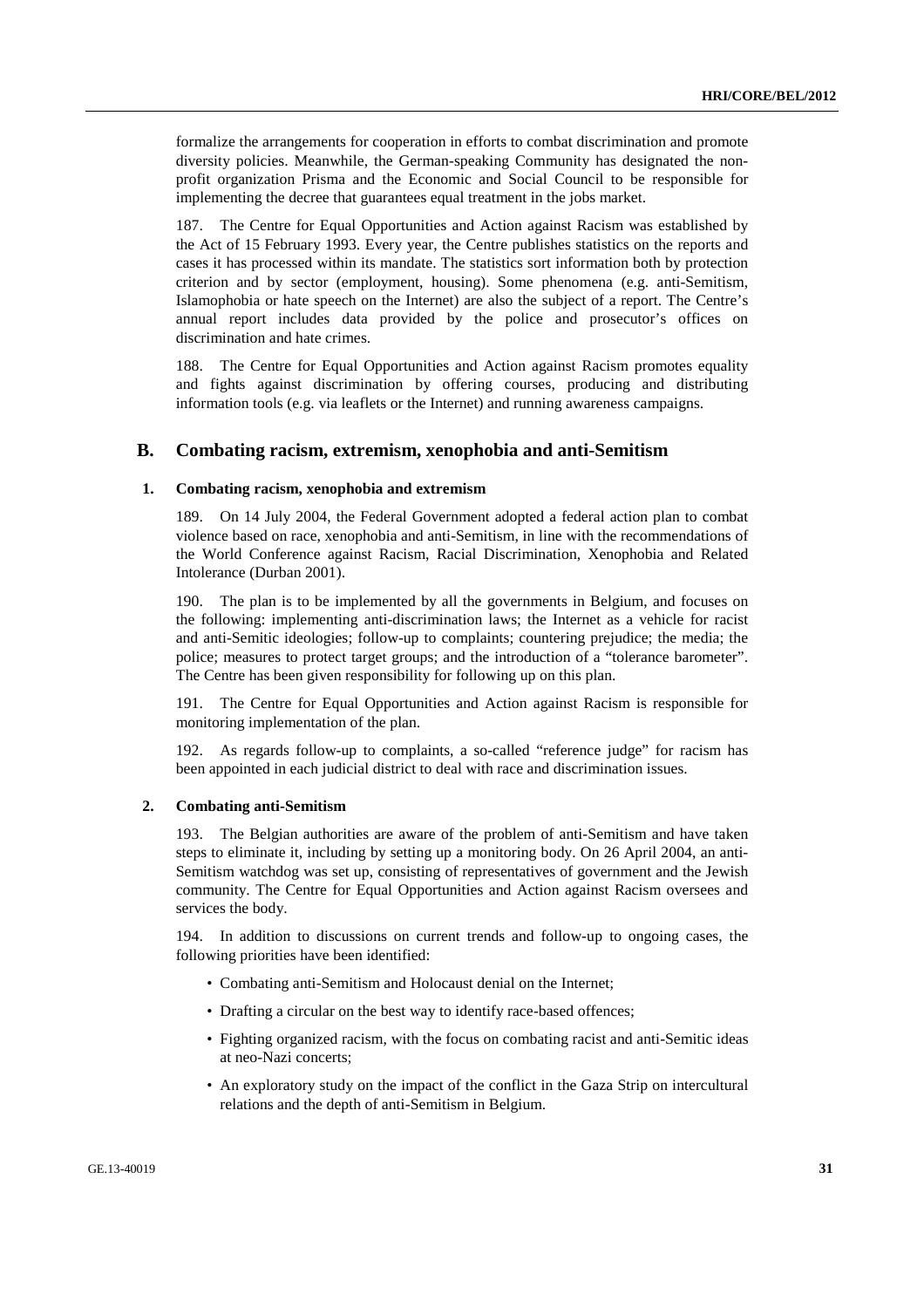formalize the arrangements for cooperation in efforts to combat discrimination and promote diversity policies. Meanwhile, the German-speaking Community has designated the non-profit organization Prisma and the Economic and Social Council to be responsible for implementing the decree that guarantees equal treatment in the jobs market.

187. The Centre for Equal Opportunities and Action against Racism was established by the Act of 15 February 1993. Every year, the Centre publishes statistics on the reports and cases it has processed within its mandate. The statistics sort information both by protection criterion and by sector (employment, housing). Some phenomena (e.g. anti-Semitism, Islamophobia or hate speech on the Internet) are also the subject of a report. The Centre's annual report includes data provided by the police and prosecutor's offices on discrimination and hate crimes.

188. The Centre for Equal Opportunities and Action against Racism promotes equality and fights against discrimination by offering courses, producing and distributing information tools (e.g. via leaflets or the Internet) and running awareness campaigns.

## B. Combating racism, extremism, xenophobia and anti-Semitism

### 1. Combating racism, xenophobia and extremism

189. On 14 July 2004, the Federal Government adopted a federal action plan to combat violence based on race, xenophobia and anti-Semitism, in line with the recommendations of the World Conference against Racism, Racial Discrimination, Xenophobia and Related Intolerance (Durban 2001).

190. The plan is to be implemented by all the governments in Belgium, and focuses on the following: implementing anti-discrimination laws; the Internet as a vehicle for racist and anti-Semitic ideologies; follow-up to complaints; countering prejudice; the media; the police; measures to protect target groups; and the introduction of a "tolerance barometer". The Centre has been given responsibility for following up on this plan.

191. The Centre for Equal Opportunities and Action against Racism is responsible for monitoring implementation of the plan.

192. As regards follow-up to complaints, a so-called "reference judge" for racism has been appointed in each judicial district to deal with race and discrimination issues.

### 2. Combating anti-Semitism

193. The Belgian authorities are aware of the problem of anti-Semitism and have taken steps to eliminate it, including by setting up a monitoring body. On 26 April 2004, an anti-Semitism watchdog was set up, consisting of representatives of government and the Jewish community. The Centre for Equal Opportunities and Action against Racism oversees and services the body.

194. In addition to discussions on current trends and follow-up to ongoing cases, the following priorities have been identified:

- Combating anti-Semitism and Holocaust denial on the Internet;
- Drafting a circular on the best way to identify race-based offences;
- Fighting organized racism, with the focus on combating racist and anti-Semitic ideas at neo-Nazi concerts;
- An exploratory study on the impact of the conflict in the Gaza Strip on intercultural relations and the depth of anti-Semitism in Belgium.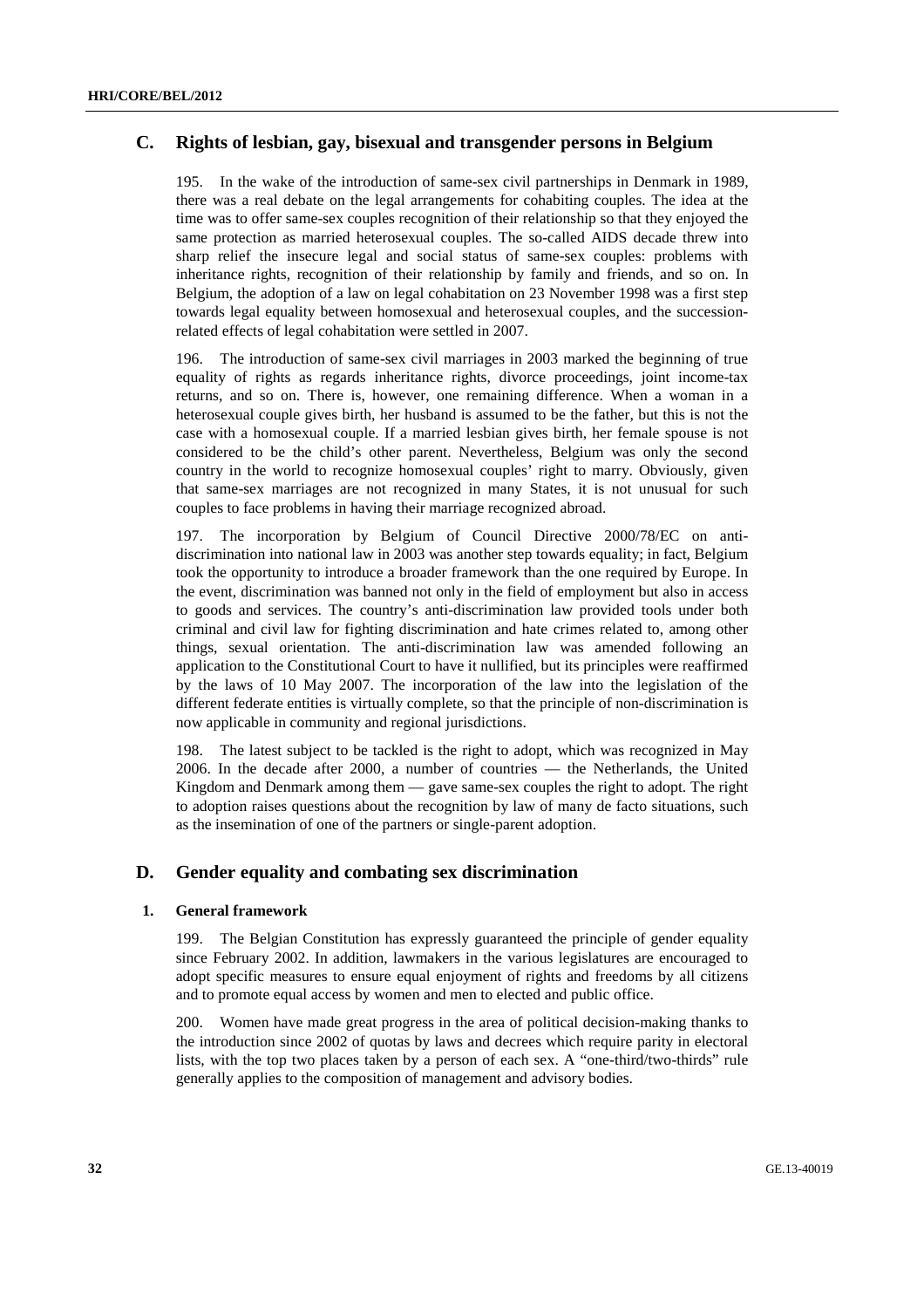## C. Rights of lesbian, gay, bisexual and transgender persons in Belgium

195. In the wake of the introduction of same-sex civil partnerships in Denmark in 1989, there was a real debate on the legal arrangements for cohabiting couples. The idea at the time was to offer same-sex couples recognition of their relationship so that they enjoyed the same protection as married heterosexual couples. The so-called AIDS decade threw into sharp relief the insecure legal and social status of same-sex couples: problems with inheritance rights, recognition of their relationship by family and friends, and so on. In Belgium, the adoption of a law on legal cohabitation on 23 November 1998 was a first step towards legal equality between homosexual and heterosexual couples, and the succession-related effects of legal cohabitation were settled in 2007.

196. The introduction of same-sex civil marriages in 2003 marked the beginning of true equality of rights as regards inheritance rights, divorce proceedings, joint income-tax returns, and so on. There is, however, one remaining difference. When a woman in a heterosexual couple gives birth, her husband is assumed to be the father, but this is not the case with a homosexual couple. If a married lesbian gives birth, her female spouse is not considered to be the child's other parent. Nevertheless, Belgium was only the second country in the world to recognize homosexual couples' right to marry. Obviously, given that same-sex marriages are not recognized in many States, it is not unusual for such couples to face problems in having their marriage recognized abroad.

197. The incorporation by Belgium of Council Directive 2000/78/EC on anti-discrimination into national law in 2003 was another step towards equality; in fact, Belgium took the opportunity to introduce a broader framework than the one required by Europe. In the event, discrimination was banned not only in the field of employment but also in access to goods and services. The country's anti-discrimination law provided tools under both criminal and civil law for fighting discrimination and hate crimes related to, among other things, sexual orientation. The anti-discrimination law was amended following an application to the Constitutional Court to have it nullified, but its principles were reaffirmed by the laws of 10 May 2007. The incorporation of the law into the legislation of the different federate entities is virtually complete, so that the principle of non-discrimination is now applicable in community and regional jurisdictions.

198. The latest subject to be tackled is the right to adopt, which was recognized in May 2006. In the decade after 2000, a number of countries — the Netherlands, the United Kingdom and Denmark among them — gave same-sex couples the right to adopt. The right to adoption raises questions about the recognition by law of many de facto situations, such as the insemination of one of the partners or single-parent adoption.

## D. Gender equality and combating sex discrimination

### 1. General framework

199. The Belgian Constitution has expressly guaranteed the principle of gender equality since February 2002. In addition, lawmakers in the various legislatures are encouraged to adopt specific measures to ensure equal enjoyment of rights and freedoms by all citizens and to promote equal access by women and men to elected and public office.

200. Women have made great progress in the area of political decision-making thanks to the introduction since 2002 of quotas by laws and decrees which require parity in electoral lists, with the top two places taken by a person of each sex. A "one-third/two-thirds" rule generally applies to the composition of management and advisory bodies.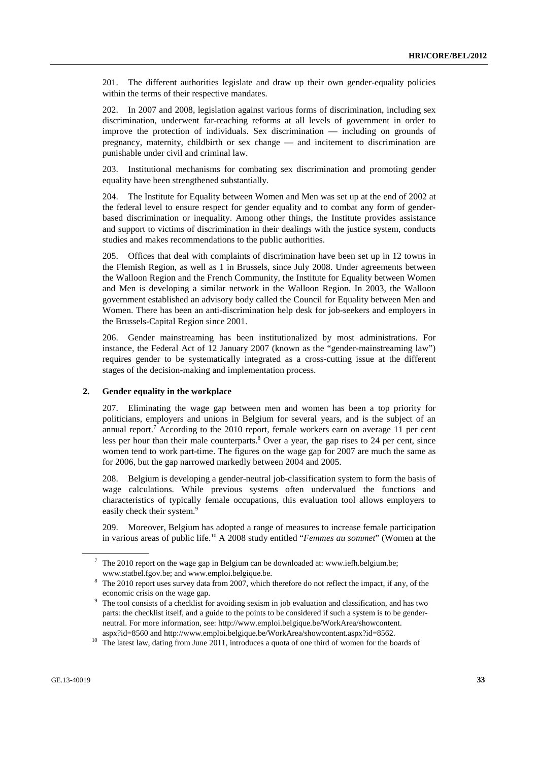201. The different authorities legislate and draw up their own gender-equality policies within the terms of their respective mandates.

202. In 2007 and 2008, legislation against various forms of discrimination, including sex discrimination, underwent far-reaching reforms at all levels of government in order to improve the protection of individuals. Sex discrimination — including on grounds of pregnancy, maternity, childbirth or sex change — and incitement to discrimination are punishable under civil and criminal law.

203. Institutional mechanisms for combating sex discrimination and promoting gender equality have been strengthened substantially.

204. The Institute for Equality between Women and Men was set up at the end of 2002 at the federal level to ensure respect for gender equality and to combat any form of gender-based discrimination or inequality. Among other things, the Institute provides assistance and support to victims of discrimination in their dealings with the justice system, conducts studies and makes recommendations to the public authorities.

205. Offices that deal with complaints of discrimination have been set up in 12 towns in the Flemish Region, as well as 1 in Brussels, since July 2008. Under agreements between the Walloon Region and the French Community, the Institute for Equality between Women and Men is developing a similar network in the Walloon Region. In 2003, the Walloon government established an advisory body called the Council for Equality between Men and Women. There has been an anti-discrimination help desk for job-seekers and employers in the Brussels-Capital Region since 2001.

206. Gender mainstreaming has been institutionalized by most administrations. For instance, the Federal Act of 12 January 2007 (known as the "gender-mainstreaming law") requires gender to be systematically integrated as a cross-cutting issue at the different stages of the decision-making and implementation process.

### 2. Gender equality in the workplace

207. Eliminating the wage gap between men and women has been a top priority for politicians, employers and unions in Belgium for several years, and is the subject of an annual report.[7] According to the 2010 report, female workers earn on average 11 per cent less per hour than their male counterparts.[8] Over a year, the gap rises to 24 per cent, since women tend to work part-time. The figures on the wage gap for 2007 are much the same as for 2006, but the gap narrowed markedly between 2004 and 2005.

208. Belgium is developing a gender-neutral job-classification system to form the basis of wage calculations. While previous systems often undervalued the functions and characteristics of typically female occupations, this evaluation tool allows employers to easily check their system.[9]

209. Moreover, Belgium has adopted a range of measures to increase female participation in various areas of public life.[10] A 2008 study entitled "*Femmes au sommet*" (Women at the

---

[7] The 2010 report on the wage gap in Belgium can be downloaded at: www.iefh.belgium.be; www.statbel.fgov.be; and www.emploi.belgique.be.

[8] The 2010 report uses survey data from 2007, which therefore do not reflect the impact, if any, of the economic crisis on the wage gap.

[9] The tool consists of a checklist for avoiding sexism in job evaluation and classification, and has two parts: the checklist itself, and a guide to the points to be considered if such a system is to be gender-neutral. For more information, see: http://www.emploi.belgique.be/WorkArea/showcontent.aspx?id=8560 and http://www.emploi.belgique.be/WorkArea/showcontent.aspx?id=8562.

[10] The latest law, dating from June 2011, introduces a quota of one third of women for the boards of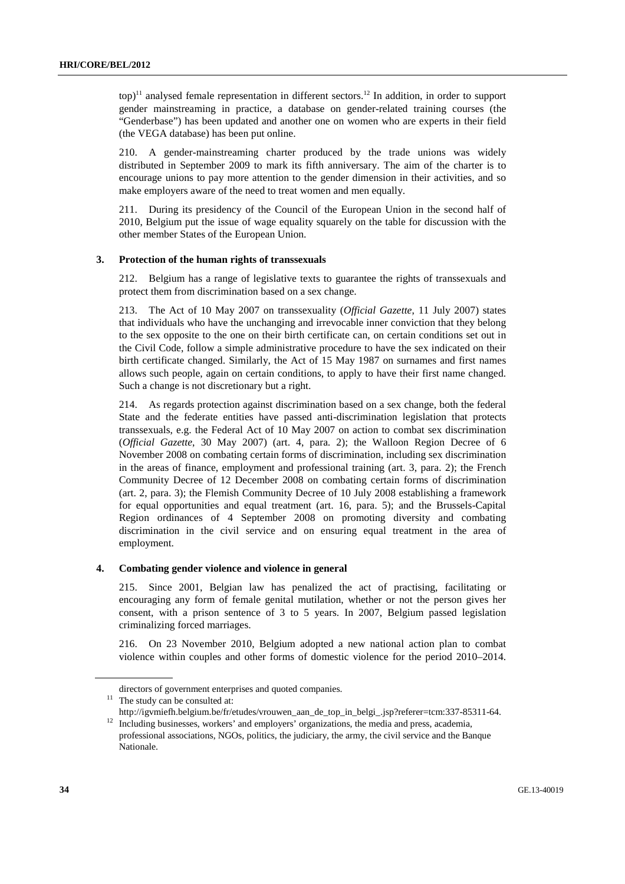top)[11] analysed female representation in different sectors.[12] In addition, in order to support gender mainstreaming in practice, a database on gender-related training courses (the "Genderbase") has been updated and another one on women who are experts in their field (the VEGA database) has been put online.

210. A gender-mainstreaming charter produced by the trade unions was widely distributed in September 2009 to mark its fifth anniversary. The aim of the charter is to encourage unions to pay more attention to the gender dimension in their activities, and so make employers aware of the need to treat women and men equally.

211. During its presidency of the Council of the European Union in the second half of 2010, Belgium put the issue of wage equality squarely on the table for discussion with the other member States of the European Union.

### 3. Protection of the human rights of transsexuals

212. Belgium has a range of legislative texts to guarantee the rights of transsexuals and protect them from discrimination based on a sex change.

213. The Act of 10 May 2007 on transsexuality (*Official Gazette*, 11 July 2007) states that individuals who have the unchanging and irrevocable inner conviction that they belong to the sex opposite to the one on their birth certificate can, on certain conditions set out in the Civil Code, follow a simple administrative procedure to have the sex indicated on their birth certificate changed. Similarly, the Act of 15 May 1987 on surnames and first names allows such people, again on certain conditions, to apply to have their first name changed. Such a change is not discretionary but a right.

214. As regards protection against discrimination based on a sex change, both the federal State and the federate entities have passed anti-discrimination legislation that protects transsexuals, e.g. the Federal Act of 10 May 2007 on action to combat sex discrimination (*Official Gazette*, 30 May 2007) (art. 4, para. 2); the Walloon Region Decree of 6 November 2008 on combating certain forms of discrimination, including sex discrimination in the areas of finance, employment and professional training (art. 3, para. 2); the French Community Decree of 12 December 2008 on combating certain forms of discrimination (art. 2, para. 3); the Flemish Community Decree of 10 July 2008 establishing a framework for equal opportunities and equal treatment (art. 16, para. 5); and the Brussels-Capital Region ordinances of 4 September 2008 on promoting diversity and combating discrimination in the civil service and on ensuring equal treatment in the area of employment.

### 4. Combating gender violence and violence in general

215. Since 2001, Belgian law has penalized the act of practising, facilitating or encouraging any form of female genital mutilation, whether or not the person gives her consent, with a prison sentence of 3 to 5 years. In 2007, Belgium passed legislation criminalizing forced marriages.

216. On 23 November 2010, Belgium adopted a new national action plan to combat violence within couples and other forms of domestic violence for the period 2010–2014.

---

directors of government enterprises and quoted companies.

[11] The study can be consulted at: http://igvmiefh.belgium.be/fr/etudes/vrouwen_aan_de_top_in_belgi_.jsp?referer=tcm:337-85311-64.

[12] Including businesses, workers' and employers' organizations, the media and press, academia, professional associations, NGOs, politics, the judiciary, the army, the civil service and the Banque Nationale.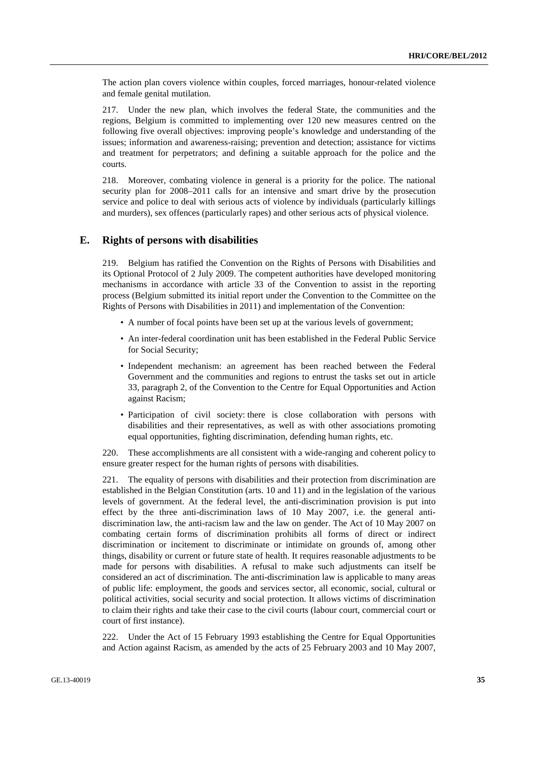The action plan covers violence within couples, forced marriages, honour-related violence and female genital mutilation.

217. Under the new plan, which involves the federal State, the communities and the regions, Belgium is committed to implementing over 120 new measures centred on the following five overall objectives: improving people's knowledge and understanding of the issues; information and awareness-raising; prevention and detection; assistance for victims and treatment for perpetrators; and defining a suitable approach for the police and the courts.

218. Moreover, combating violence in general is a priority for the police. The national security plan for 2008–2011 calls for an intensive and smart drive by the prosecution service and police to deal with serious acts of violence by individuals (particularly killings and murders), sex offences (particularly rapes) and other serious acts of physical violence.

## E. Rights of persons with disabilities

219. Belgium has ratified the Convention on the Rights of Persons with Disabilities and its Optional Protocol of 2 July 2009. The competent authorities have developed monitoring mechanisms in accordance with article 33 of the Convention to assist in the reporting process (Belgium submitted its initial report under the Convention to the Committee on the Rights of Persons with Disabilities in 2011) and implementation of the Convention:

- A number of focal points have been set up at the various levels of government;
- An inter-federal coordination unit has been established in the Federal Public Service for Social Security;
- Independent mechanism: an agreement has been reached between the Federal Government and the communities and regions to entrust the tasks set out in article 33, paragraph 2, of the Convention to the Centre for Equal Opportunities and Action against Racism;
- Participation of civil society: there is close collaboration with persons with disabilities and their representatives, as well as with other associations promoting equal opportunities, fighting discrimination, defending human rights, etc.

220. These accomplishments are all consistent with a wide-ranging and coherent policy to ensure greater respect for the human rights of persons with disabilities.

221. The equality of persons with disabilities and their protection from discrimination are established in the Belgian Constitution (arts. 10 and 11) and in the legislation of the various levels of government. At the federal level, the anti-discrimination provision is put into effect by the three anti-discrimination laws of 10 May 2007, i.e. the general anti-discrimination law, the anti-racism law and the law on gender. The Act of 10 May 2007 on combating certain forms of discrimination prohibits all forms of direct or indirect discrimination or incitement to discriminate or intimidate on grounds of, among other things, disability or current or future state of health. It requires reasonable adjustments to be made for persons with disabilities. A refusal to make such adjustments can itself be considered an act of discrimination. The anti-discrimination law is applicable to many areas of public life: employment, the goods and services sector, all economic, social, cultural or political activities, social security and social protection. It allows victims of discrimination to claim their rights and take their case to the civil courts (labour court, commercial court or court of first instance).

222. Under the Act of 15 February 1993 establishing the Centre for Equal Opportunities and Action against Racism, as amended by the acts of 25 February 2003 and 10 May 2007,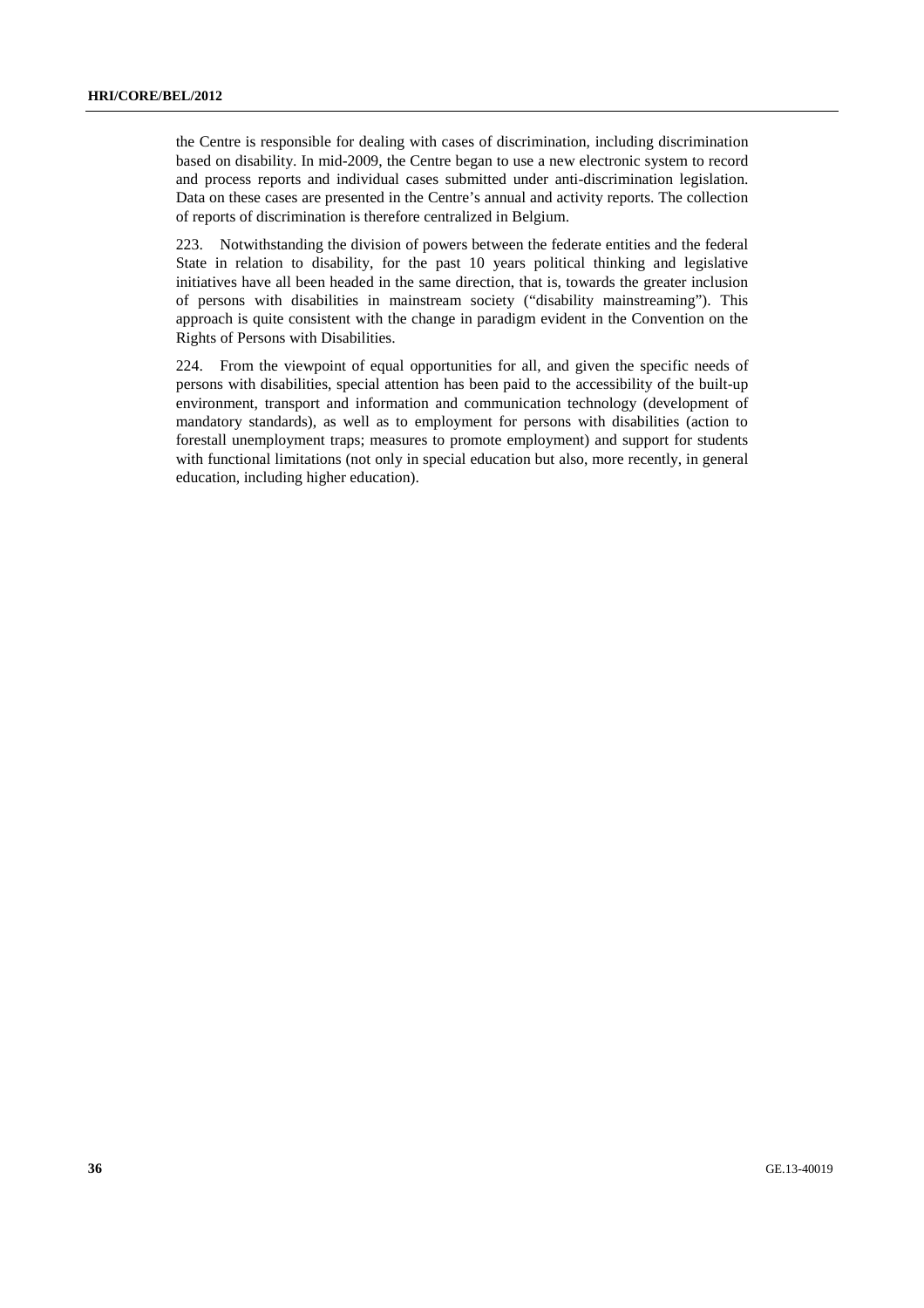the Centre is responsible for dealing with cases of discrimination, including discrimination based on disability. In mid-2009, the Centre began to use a new electronic system to record and process reports and individual cases submitted under anti-discrimination legislation. Data on these cases are presented in the Centre's annual and activity reports. The collection of reports of discrimination is therefore centralized in Belgium.

223. Notwithstanding the division of powers between the federate entities and the federal State in relation to disability, for the past 10 years political thinking and legislative initiatives have all been headed in the same direction, that is, towards the greater inclusion of persons with disabilities in mainstream society ("disability mainstreaming"). This approach is quite consistent with the change in paradigm evident in the Convention on the Rights of Persons with Disabilities.

224. From the viewpoint of equal opportunities for all, and given the specific needs of persons with disabilities, special attention has been paid to the accessibility of the built-up environment, transport and information and communication technology (development of mandatory standards), as well as to employment for persons with disabilities (action to forestall unemployment traps; measures to promote employment) and support for students with functional limitations (not only in special education but also, more recently, in general education, including higher education).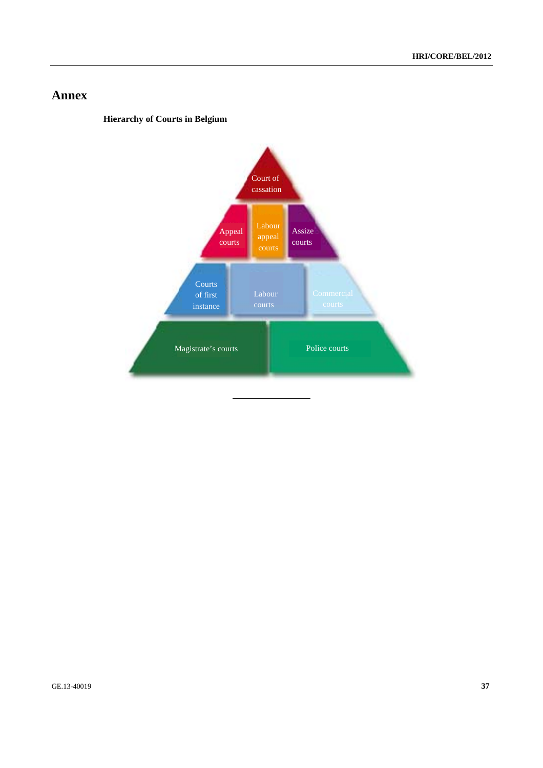# Annex

**Hierarchy of Courts in Belgium**

Court of cassation

Appeal courts

Labour appeal courts

Assize courts

Courts of first instance

Labour courts

Commercial courts

Magistrate's courts

Police courts